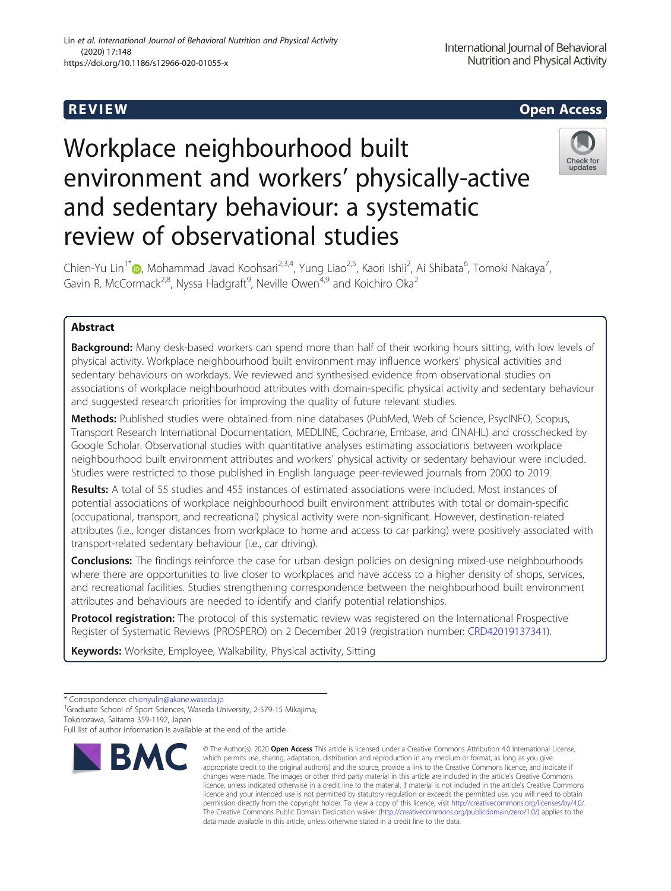REVIEW Open Access

# Workplace neighbourhood built environment and workers' physically-active and sedentary behaviour: a systematic review of observational studies

Chien-Yu Lin[1*], Mohammad Javad Koohsari[2,3,4], Yung Liao[2,5], Kaori Ishii[2], Ai Shibata[6], Tomoki Nakaya[7], Gavin R. McCormack[2,8], Nyssa Hadgraft[9], Neville Owen[4,9] and Koichiro Oka[2]

## Abstract

**Background:** Many desk-based workers can spend more than half of their working hours sitting, with low levels of physical activity. Workplace neighbourhood built environment may influence workers' physical activities and sedentary behaviours on workdays. We reviewed and synthesised evidence from observational studies on associations of workplace neighbourhood attributes with domain-specific physical activity and sedentary behaviour and suggested research priorities for improving the quality of future relevant studies.

**Methods:** Published studies were obtained from nine databases (PubMed, Web of Science, PsycINFO, Scopus, Transport Research International Documentation, MEDLINE, Cochrane, Embase, and CINAHL) and crosschecked by Google Scholar. Observational studies with quantitative analyses estimating associations between workplace neighbourhood built environment attributes and workers' physical activity or sedentary behaviour were included. Studies were restricted to those published in English language peer-reviewed journals from 2000 to 2019.

**Results:** A total of 55 studies and 455 instances of estimated associations were included. Most instances of potential associations of workplace neighbourhood built environment attributes with total or domain-specific (occupational, transport, and recreational) physical activity were non-significant. However, destination-related attributes (i.e., longer distances from workplace to home and access to car parking) were positively associated with transport-related sedentary behaviour (i.e., car driving).

**Conclusions:** The findings reinforce the case for urban design policies on designing mixed-use neighbourhoods where there are opportunities to live closer to workplaces and have access to a higher density of shops, services, and recreational facilities. Studies strengthening correspondence between the neighbourhood built environment attributes and behaviours are needed to identify and clarify potential relationships.

**Protocol registration:** The protocol of this systematic review was registered on the International Prospective Register of Systematic Reviews (PROSPERO) on 2 December 2019 (registration number: CRD42019137341).

**Keywords:** Worksite, Employee, Walkability, Physical activity, Sitting

---

* Correspondence: chienyulin@akane.waseda.jp

[1]Graduate School of Sport Sciences, Waseda University, 2-579-15 Mikajima, Tokorozawa, Saitama 359-1192, Japan

Full list of author information is available at the end of the article

© The Author(s). 2020 **Open Access** This article is licensed under a Creative Commons Attribution 4.0 International License, which permits use, sharing, adaptation, distribution and reproduction in any medium or format, as long as you give appropriate credit to the original author(s) and the source, provide a link to the Creative Commons licence, and indicate if changes were made. The images or other third party material in this article are included in the article's Creative Commons licence, unless indicated otherwise in a credit line to the material. If material is not included in the article's Creative Commons licence and your intended use is not permitted by statutory regulation or exceeds the permitted use, you will need to obtain permission directly from the copyright holder. To view a copy of this licence, visit http://creativecommons.org/licenses/by/4.0/. The Creative Commons Public Domain Dedication waiver (http://creativecommons.org/publicdomain/zero/1.0/) applies to the data made available in this article, unless otherwise stated in a credit line to the data.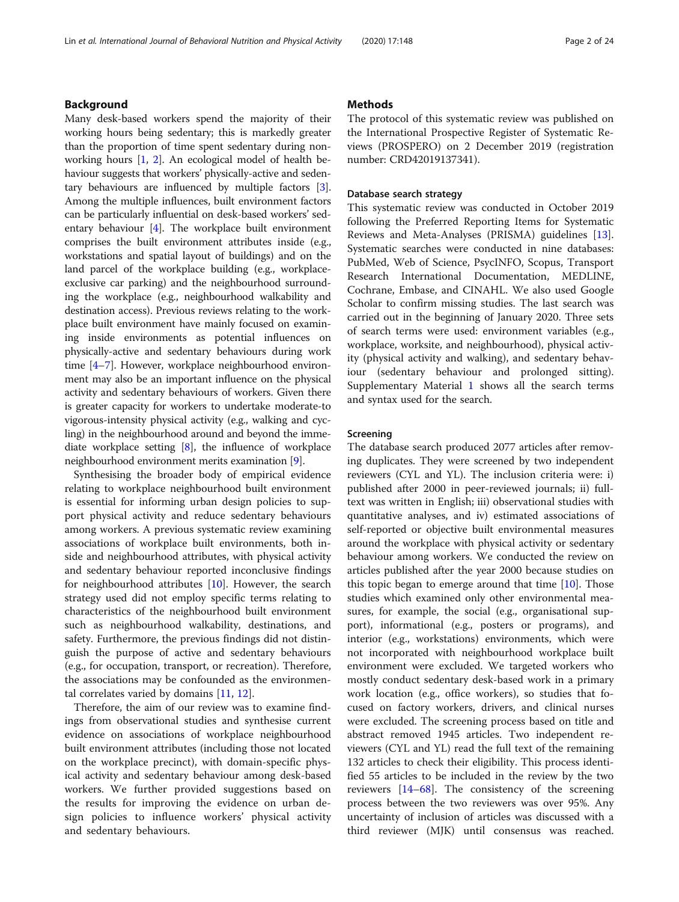## Background

Many desk-based workers spend the majority of their working hours being sedentary; this is markedly greater than the proportion of time spent sedentary during non-working hours [1, 2]. An ecological model of health behaviour suggests that workers' physically-active and sedentary behaviours are influenced by multiple factors [3]. Among the multiple influences, built environment factors can be particularly influential on desk-based workers' sedentary behaviour [4]. The workplace built environment comprises the built environment attributes inside (e.g., workstations and spatial layout of buildings) and on the land parcel of the workplace building (e.g., workplace-exclusive car parking) and the neighbourhood surrounding the workplace (e.g., neighbourhood walkability and destination access). Previous reviews relating to the workplace built environment have mainly focused on examining inside environments as potential influences on physically-active and sedentary behaviours during work time [4–7]. However, workplace neighbourhood environment may also be an important influence on the physical activity and sedentary behaviours of workers. Given there is greater capacity for workers to undertake moderate-to vigorous-intensity physical activity (e.g., walking and cycling) in the neighbourhood around and beyond the immediate workplace setting [8], the influence of workplace neighbourhood environment merits examination [9].

Synthesising the broader body of empirical evidence relating to workplace neighbourhood built environment is essential for informing urban design policies to support physical activity and reduce sedentary behaviours among workers. A previous systematic review examining associations of workplace built environments, both inside and neighbourhood attributes, with physical activity and sedentary behaviour reported inconclusive findings for neighbourhood attributes [10]. However, the search strategy used did not employ specific terms relating to characteristics of the neighbourhood built environment such as neighbourhood walkability, destinations, and safety. Furthermore, the previous findings did not distinguish the purpose of active and sedentary behaviours (e.g., for occupation, transport, or recreation). Therefore, the associations may be confounded as the environmental correlates varied by domains [11, 12].

Therefore, the aim of our review was to examine findings from observational studies and synthesise current evidence on associations of workplace neighbourhood built environment attributes (including those not located on the workplace precinct), with domain-specific physical activity and sedentary behaviour among desk-based workers. We further provided suggestions based on the results for improving the evidence on urban design policies to influence workers' physical activity and sedentary behaviours.

## Methods

The protocol of this systematic review was published on the International Prospective Register of Systematic Reviews (PROSPERO) on 2 December 2019 (registration number: CRD42019137341).

### Database search strategy

This systematic review was conducted in October 2019 following the Preferred Reporting Items for Systematic Reviews and Meta-Analyses (PRISMA) guidelines [13]. Systematic searches were conducted in nine databases: PubMed, Web of Science, PsycINFO, Scopus, Transport Research International Documentation, MEDLINE, Cochrane, Embase, and CINAHL. We also used Google Scholar to confirm missing studies. The last search was carried out in the beginning of January 2020. Three sets of search terms were used: environment variables (e.g., workplace, worksite, and neighbourhood), physical activity (physical activity and walking), and sedentary behaviour (sedentary behaviour and prolonged sitting). Supplementary Material 1 shows all the search terms and syntax used for the search.

### Screening

The database search produced 2077 articles after removing duplicates. They were screened by two independent reviewers (CYL and YL). The inclusion criteria were: i) published after 2000 in peer-reviewed journals; ii) full-text was written in English; iii) observational studies with quantitative analyses, and iv) estimated associations of self-reported or objective built environmental measures around the workplace with physical activity or sedentary behaviour among workers. We conducted the review on articles published after the year 2000 because studies on this topic began to emerge around that time [10]. Those studies which examined only other environmental measures, for example, the social (e.g., organisational support), informational (e.g., posters or programs), and interior (e.g., workstations) environments, which were not incorporated with neighbourhood workplace built environment were excluded. We targeted workers who mostly conduct sedentary desk-based work in a primary work location (e.g., office workers), so studies that focused on factory workers, drivers, and clinical nurses were excluded. The screening process based on title and abstract removed 1945 articles. Two independent reviewers (CYL and YL) read the full text of the remaining 132 articles to check their eligibility. This process identified 55 articles to be included in the review by the two reviewers [14–68]. The consistency of the screening process between the two reviewers was over 95%. Any uncertainty of inclusion of articles was discussed with a third reviewer (MJK) until consensus was reached.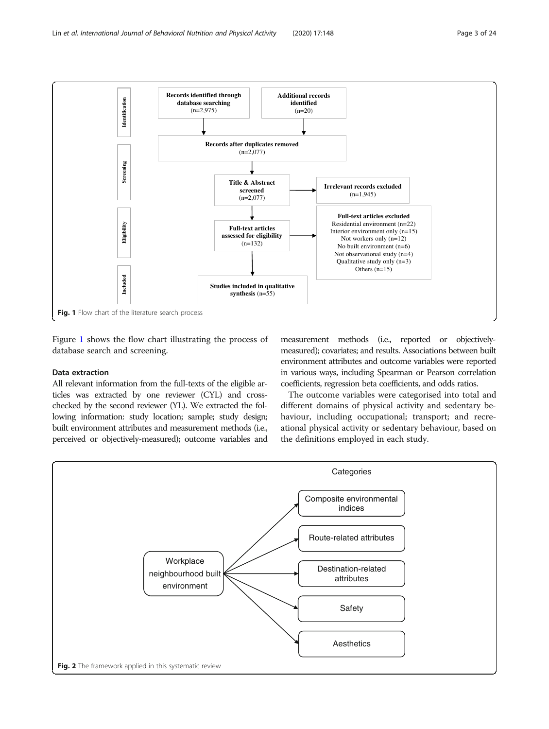Fig. 1 Flow chart of the literature search process

Figure 1 shows the flow chart illustrating the process of database search and screening.

### Data extraction

All relevant information from the full-texts of the eligible articles was extracted by one reviewer (CYL) and cross-checked by the second reviewer (YL). We extracted the following information: study location; sample; study design; built environment attributes and measurement methods (i.e., perceived or objectively-measured); outcome variables and measurement methods (i.e., reported or objectively-measured); covariates; and results. Associations between built environment attributes and outcome variables were reported in various ways, including Spearman or Pearson correlation coefficients, regression beta coefficients, and odds ratios.

The outcome variables were categorised into total and different domains of physical activity and sedentary behaviour, including occupational; transport; and recreational physical activity or sedentary behaviour, based on the definitions employed in each study.

Fig. 2 The framework applied in this systematic review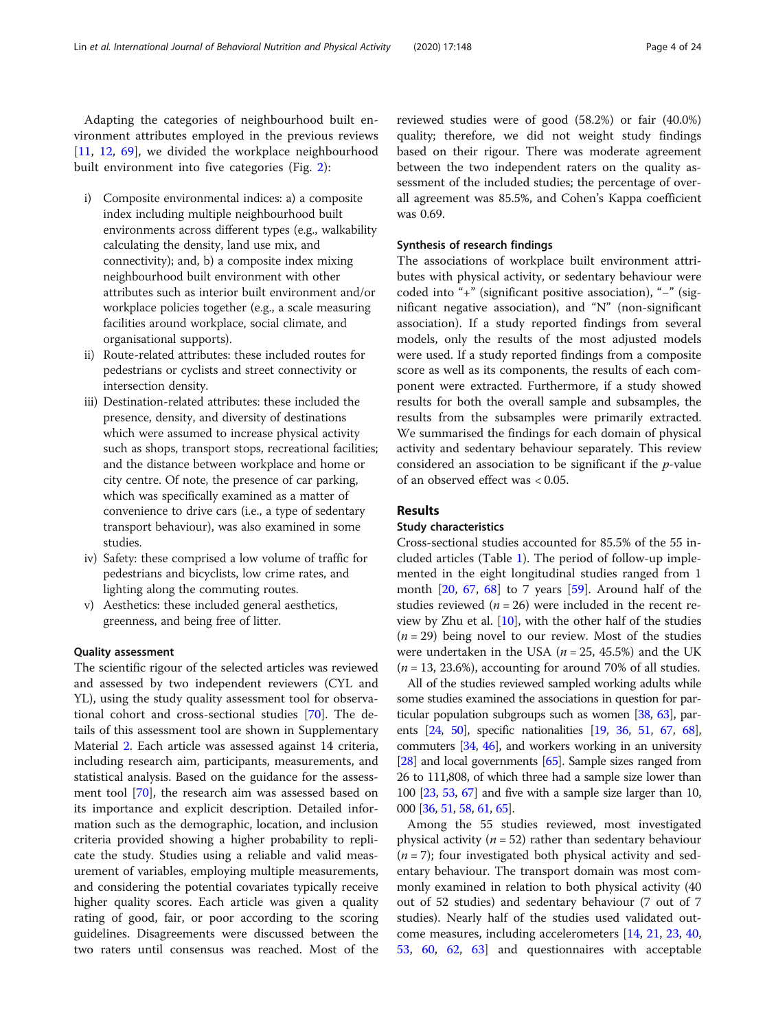Adapting the categories of neighbourhood built environment attributes employed in the previous reviews [11, 12, 69], we divided the workplace neighbourhood built environment into five categories (Fig. 2):

i) Composite environmental indices: a) a composite index including multiple neighbourhood built environments across different types (e.g., walkability calculating the density, land use mix, and connectivity); and, b) a composite index mixing neighbourhood built environment with other attributes such as interior built environment and/or workplace policies together (e.g., a scale measuring facilities around workplace, social climate, and organisational supports).
ii) Route-related attributes: these included routes for pedestrians or cyclists and street connectivity or intersection density.
iii) Destination-related attributes: these included the presence, density, and diversity of destinations which were assumed to increase physical activity such as shops, transport stops, recreational facilities; and the distance between workplace and home or city centre. Of note, the presence of car parking, which was specifically examined as a matter of convenience to drive cars (i.e., a type of sedentary transport behaviour), was also examined in some studies.
iv) Safety: these comprised a low volume of traffic for pedestrians and bicyclists, low crime rates, and lighting along the commuting routes.
v) Aesthetics: these included general aesthetics, greenness, and being free of litter.

### Quality assessment

The scientific rigour of the selected articles was reviewed and assessed by two independent reviewers (CYL and YL), using the study quality assessment tool for observational cohort and cross-sectional studies [70]. The details of this assessment tool are shown in Supplementary Material 2. Each article was assessed against 14 criteria, including research aim, participants, measurements, and statistical analysis. Based on the guidance for the assessment tool [70], the research aim was assessed based on its importance and explicit description. Detailed information such as the demographic, location, and inclusion criteria provided showing a higher probability to replicate the study. Studies using a reliable and valid measurement of variables, employing multiple measurements, and considering the potential covariates typically receive higher quality scores. Each article was given a quality rating of good, fair, or poor according to the scoring guidelines. Disagreements were discussed between the two raters until consensus was reached. Most of the reviewed studies were of good (58.2%) or fair (40.0%) quality; therefore, we did not weight study findings based on their rigour. There was moderate agreement between the two independent raters on the quality assessment of the included studies; the percentage of overall agreement was 85.5%, and Cohen's Kappa coefficient was 0.69.

### Synthesis of research findings

The associations of workplace built environment attributes with physical activity, or sedentary behaviour were coded into "+" (significant positive association), "–" (significant negative association), and "N" (non-significant association). If a study reported findings from several models, only the results of the most adjusted models were used. If a study reported findings from a composite score as well as its components, the results of each component were extracted. Furthermore, if a study showed results for both the overall sample and subsamples, the results from the subsamples were primarily extracted. We summarised the findings for each domain of physical activity and sedentary behaviour separately. This review considered an association to be significant if the *p*-value of an observed effect was < 0.05.

## Results

### Study characteristics

Cross-sectional studies accounted for 85.5% of the 55 included articles (Table 1). The period of follow-up implemented in the eight longitudinal studies ranged from 1 month [20, 67, 68] to 7 years [59]. Around half of the studies reviewed ($n = 26$) were included in the recent review by Zhu et al. [10], with the other half of the studies ($n = 29$) being novel to our review. Most of the studies were undertaken in the USA ($n = 25$, 45.5%) and the UK ($n = 13$, 23.6%), accounting for around 70% of all studies.

All of the studies reviewed sampled working adults while some studies examined the associations in question for particular population subgroups such as women [38, 63], parents [24, 50], specific nationalities [19, 36, 51, 67, 68], commuters [34, 46], and workers working in an university [28] and local governments [65]. Sample sizes ranged from 26 to 111,808, of which three had a sample size lower than 100 [23, 53, 67] and five with a sample size larger than 10, 000 [36, 51, 58, 61, 65].

Among the 55 studies reviewed, most investigated physical activity ($n = 52$) rather than sedentary behaviour ($n = 7$); four investigated both physical activity and sedentary behaviour. The transport domain was most commonly examined in relation to both physical activity (40 out of 52 studies) and sedentary behaviour (7 out of 7 studies). Nearly half of the studies used validated outcome measures, including accelerometers [14, 21, 23, 40, 53, 60, 62, 63] and questionnaires with acceptable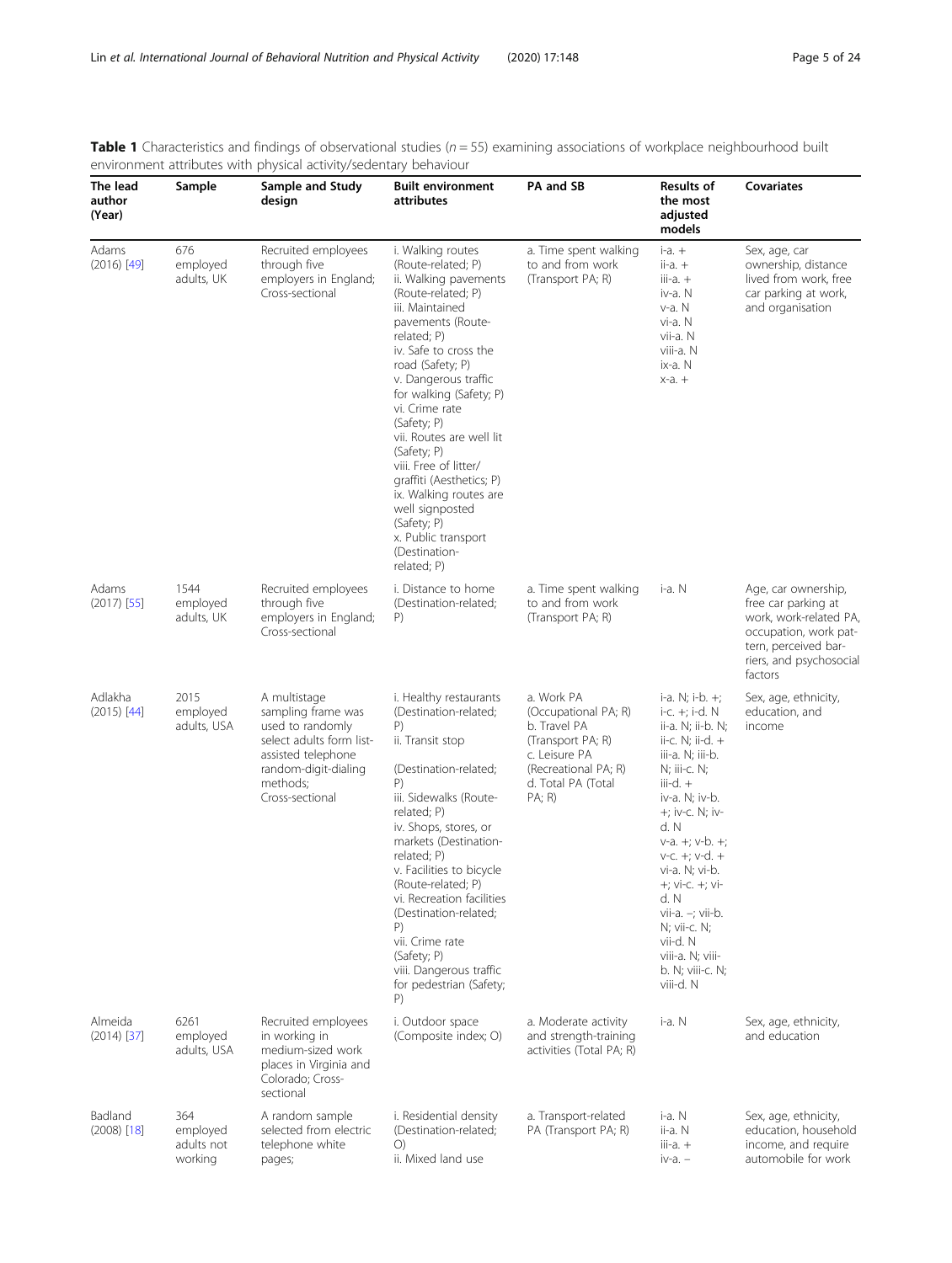**Table 1** Characteristics and findings of observational studies ($n = 55$) examining associations of workplace neighbourhood built environment attributes with physical activity/sedentary behaviour

| The lead author (Year) | Sample | Sample and Study design | Built environment attributes | PA and SB | Results of the most adjusted models | Covariates |
|---|---|---|---|---|---|---|
| Adams (2016) [49] | 676 employed adults, UK | Recruited employees through five employers in England; Cross-sectional | i. Walking routes (Route-related; P)<br>ii. Walking pavements (Route-related; P)<br>iii. Maintained pavements (Route-related; P)<br>iv. Safe to cross the road (Safety; P)<br>v. Dangerous traffic for walking (Safety; P)<br>vi. Crime rate (Safety; P)<br>vii. Routes are well lit (Safety; P)<br>viii. Free of litter/graffiti (Aesthetics; P)<br>ix. Walking routes are well signposted (Safety; P)<br>x. Public transport (Destination-related; P) | a. Time spent walking to and from work (Transport PA; R) | i-a. +<br>ii-a. +<br>iii-a. +<br>iv-a. N<br>v-a. N<br>vi-a. N<br>vii-a. N<br>viii-a. N<br>ix-a. N<br>x-a. + | Sex, age, car ownership, distance lived from work, free car parking at work, and organisation |
| Adams (2017) [55] | 1544 employed adults, UK | Recruited employees through five employers in England; Cross-sectional | i. Distance to home (Destination-related; P) | a. Time spent walking to and from work (Transport PA; R) | i-a. N | Age, car ownership, free car parking at work, work-related PA, occupation, work pattern, perceived barriers, and psychosocial factors |
| Adlakha (2015) [44] | 2015 employed adults, USA | A multistage sampling frame was used to randomly select adults form list-assisted telephone random-digit-dialing methods; Cross-sectional | i. Healthy restaurants (Destination-related; P)<br>ii. Transit stop (Destination-related; P)<br>iii. Sidewalks (Route-related; P)<br>iv. Shops, stores, or markets (Destination-related; P)<br>v. Facilities to bicycle (Route-related; P)<br>vi. Recreation facilities (Destination-related; P)<br>vii. Crime rate (Safety; P)<br>viii. Dangerous traffic for pedestrian (Safety; P) | a. Work PA (Occupational PA; R)<br>b. Travel PA (Transport PA; R)<br>c. Leisure PA (Recreational PA; R)<br>d. Total PA (Total PA; R) | i-a. N; i-b. +; i-c. +; i-d. N<br>ii-a. N; ii-b. N; ii-c. N; ii-d. +<br>iii-a. N; iii-b. N; iii-c. N; iii-d. +<br>iv-a. N; iv-b. +; iv-c. N; iv-d. N<br>v-a. +; v-b. +; v-c. +; v-d. +<br>vi-a. N; vi-b. +; vi-c. +; vi-d. N<br>vii-a. –; vii-b. N; vii-c. N; vii-d. N<br>viii-a. N; viii-b. N; viii-c. N; viii-d. N | Sex, age, ethnicity, education, and income |
| Almeida (2014) [37] | 6261 employed adults, USA | Recruited employees in working in medium-sized work places in Virginia and Colorado; Cross-sectional | i. Outdoor space (Composite index; O) | a. Moderate activity and strength-training activities (Total PA; R) | i-a. N | Sex, age, ethnicity, and education |
| Badland (2008) [18] | 364 employed adults not working | A random sample selected from electric telephone white pages; | i. Residential density (Destination-related; O)<br>ii. Mixed land use | a. Transport-related PA (Transport PA; R) | i-a. N<br>ii-a. N<br>iii-a. +<br>iv-a. – | Sex, age, ethnicity, education, household income, and require automobile for work |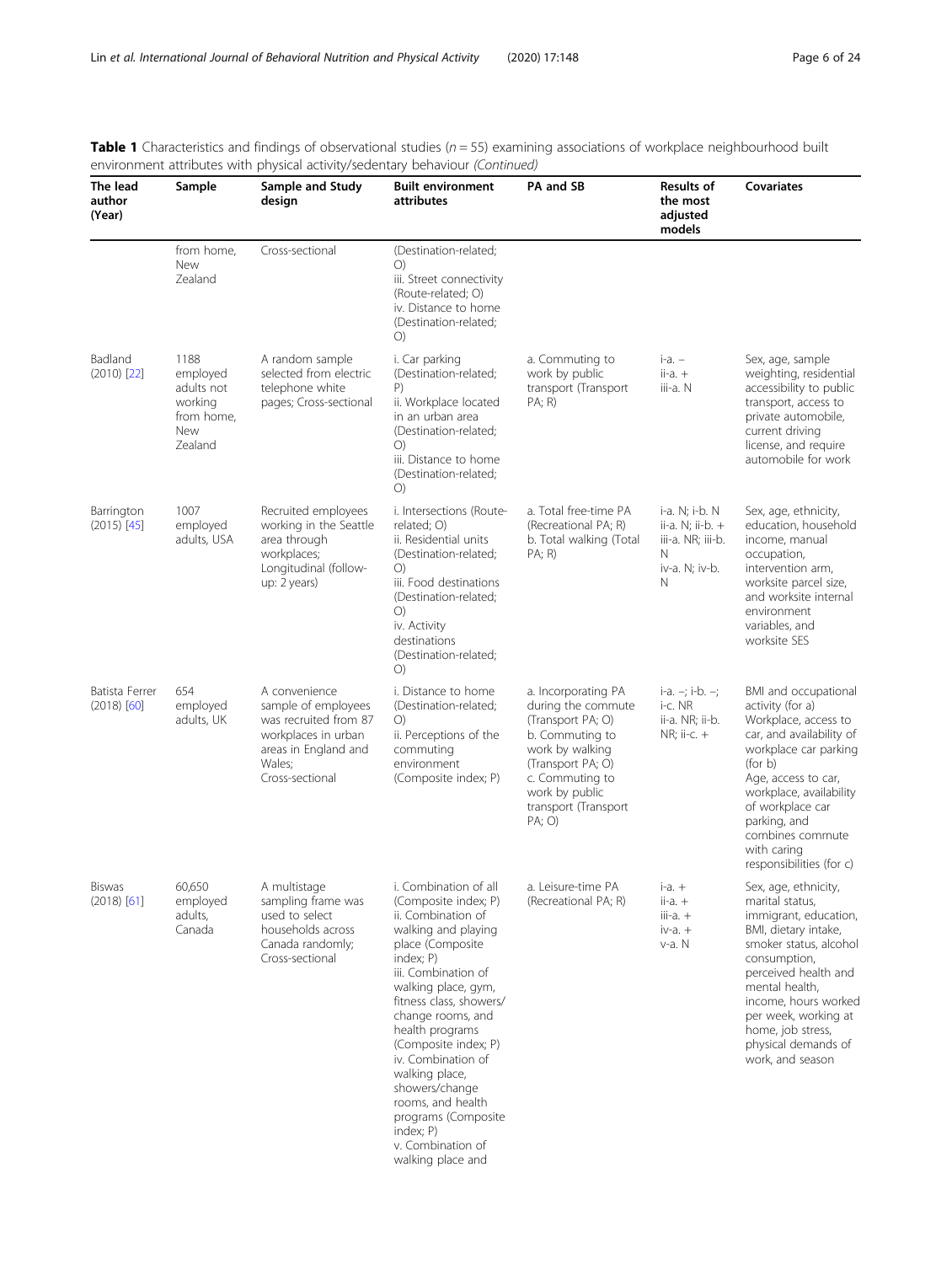**Table 1** Characteristics and findings of observational studies (*n* = 55) examining associations of workplace neighbourhood built environment attributes with physical activity/sedentary behaviour *(Continued)*

| The lead author (Year) | Sample | Sample and Study design | Built environment attributes | PA and SB | Results of the most adjusted models | Covariates |
|---|---|---|---|---|---|---|
| | from home, New Zealand | Cross-sectional | (Destination-related; O)<br>iii. Street connectivity (Route-related; O)<br>iv. Distance to home (Destination-related; O) | | | |
| Badland (2010) [22] | 1188 employed adults not working from home, New Zealand | A random sample selected from electric telephone white pages; Cross-sectional | i. Car parking (Destination-related; P)<br>ii. Workplace located in an urban area (Destination-related; O)<br>iii. Distance to home (Destination-related; O) | a. Commuting to work by public transport (Transport PA; R) | i-a. –<br>ii-a. +<br>iii-a. N | Sex, age, sample weighting, residential accessibility to public transport, access to private automobile, current driving license, and require automobile for work |
| Barrington (2015) [45] | 1007 employed adults, USA | Recruited employees working in the Seattle area through workplaces; Longitudinal (follow-up: 2 years) | i. Intersections (Route-related; O)<br>ii. Residential units (Destination-related; O)<br>iii. Food destinations (Destination-related; O)<br>iv. Activity destinations (Destination-related; O) | a. Total free-time PA (Recreational PA; R)<br>b. Total walking (Total PA; R) | i-a. N; i-b. N<br>ii-a. N; ii-b. +<br>iii-a. NR; iii-b. N<br>iv-a. N; iv-b. N | Sex, age, ethnicity, education, household income, manual occupation, intervention arm, worksite parcel size, and worksite internal environment variables, and worksite SES |
| Batista Ferrer (2018) [60] | 654 employed adults, UK | A convenience sample of employees was recruited from 87 workplaces in urban areas in England and Wales; Cross-sectional | i. Distance to home (Destination-related; O)<br>ii. Perceptions of the commuting environment (Composite index; P) | a. Incorporating PA during the commute (Transport PA; O)<br>b. Commuting to work by walking (Transport PA; O)<br>c. Commuting to work by public transport (Transport PA; O) | i-a. –; i-b. –; i-c. NR<br>ii-a. NR; ii-b. NR; ii-c. + | BMI and occupational activity (for a)<br>Workplace, access to car, and availability of workplace car parking (for b)<br>Age, access to car, workplace, availability of workplace car parking, and combines commute with caring responsibilities (for c) |
| Biswas (2018) [61] | 60,650 employed adults, Canada | A multistage sampling frame was used to select households across Canada randomly; Cross-sectional | i. Combination of all (Composite index; P)<br>ii. Combination of walking and playing place (Composite index; P)<br>iii. Combination of walking place, gym, fitness class, showers/change rooms, and health programs (Composite index; P)<br>iv. Combination of walking place, showers/change rooms, and health programs (Composite index; P)<br>v. Combination of walking place and | a. Leisure-time PA (Recreational PA; R) | i-a. +<br>ii-a. +<br>iii-a. +<br>iv-a. +<br>v-a. N | Sex, age, ethnicity, marital status, immigrant, education, BMI, dietary intake, smoker status, alcohol consumption, perceived health and mental health, income, hours worked per week, working at home, job stress, physical demands of work, and season |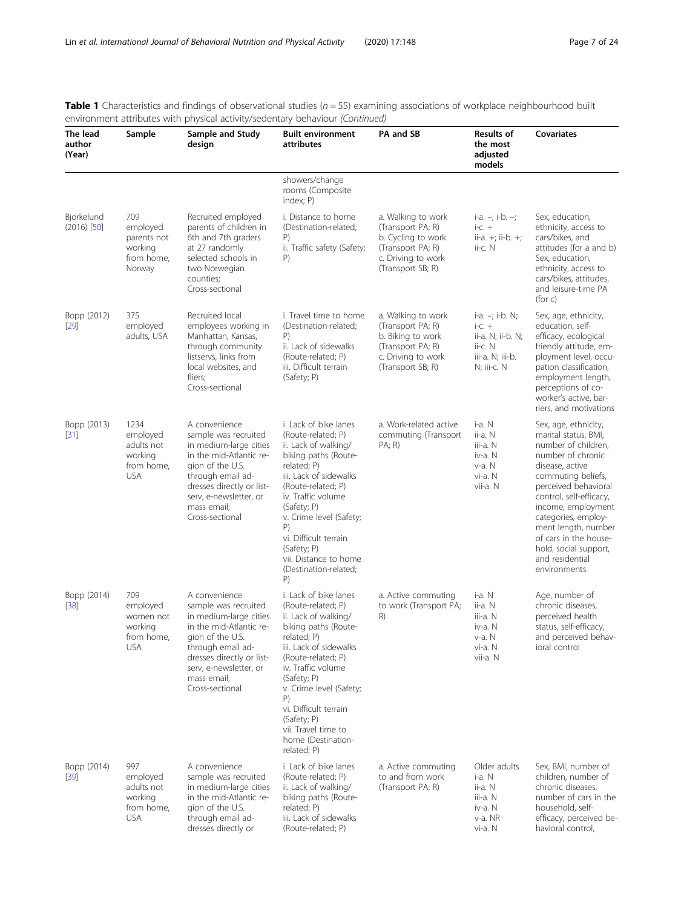**Table 1** Characteristics and findings of observational studies ($n = 55$) examining associations of workplace neighbourhood built environment attributes with physical activity/sedentary behaviour *(Continued)*

| The lead author (Year) | Sample | Sample and Study design | Built environment attributes | PA and SB | Results of the most adjusted models | Covariates |
|---|---|---|---|---|---|---|
| | | | showers/change rooms (Composite index; P) | | | |
| Bjorkelund (2016) [50] | 709 employed parents not working from home, Norway | Recruited employed parents of children in 6th and 7th graders at 27 randomly selected schools in two Norwegian counties; Cross-sectional | i. Distance to home (Destination-related; P) ii. Traffic safety (Safety; P) | a. Walking to work (Transport PA; R) b. Cycling to work (Transport PA; R) c. Driving to work (Transport SB; R) | i-a. –; i-b. –; i-c. + ii-a. +; ii-b. +; ii-c. N | Sex, education, ethnicity, access to cars/bikes, and attitudes (for a and b) Sex, education, ethnicity, access to cars/bikes, attitudes, and leisure-time PA (for c) |
| Bopp (2012) [29] | 375 employed adults, USA | Recruited local employees working in Manhattan, Kansas, through community listservs, links from local websites, and fliers; Cross-sectional | i. Travel time to home (Destination-related; P) ii. Lack of sidewalks (Route-related; P) iii. Difficult terrain (Safety; P) | a. Walking to work (Transport PA; R) b. Biking to work (Transport PA; R) c. Driving to work (Transport SB; R) | i-a. –; i-b. N; i-c. + ii-a. N; ii-b. N; ii-c. N iii-a. N; iii-b. N; iii-c. N | Sex, age, ethnicity, education, self-efficacy, ecological friendly attitude, employment level, occupation classification, employment length, perceptions of co-worker's active, barriers, and motivations |
| Bopp (2013) [31] | 1234 employed adults not working from home, USA | A convenience sample was recruited in medium-large cities in the mid-Atlantic region of the U.S. through email addresses directly or listserv, e-newsletter, or mass email; Cross-sectional | i. Lack of bike lanes (Route-related; P) ii. Lack of walking/biking paths (Route-related; P) iii. Lack of sidewalks (Route-related; P) iv. Traffic volume (Safety; P) v. Crime level (Safety; P) vi. Difficult terrain (Safety; P) vii. Distance to home (Destination-related; P) | a. Work-related active commuting (Transport PA; R) | i-a. N ii-a. N iii-a. N iv-a. N v-a. N vi-a. N vii-a. N | Sex, age, ethnicity, marital status, BMI, number of children, number of chronic disease, active commuting beliefs, perceived behavioral control, self-efficacy, income, employment categories, employment length, number of cars in the household, social support, and residential environments |
| Bopp (2014) [38] | 709 employed women not working from home, USA | A convenience sample was recruited in medium-large cities in the mid-Atlantic region of the U.S. through email addresses directly or listserv, e-newsletter, or mass email; Cross-sectional | i. Lack of bike lanes (Route-related; P) ii. Lack of walking/biking paths (Route-related; P) iii. Lack of sidewalks (Route-related; P) iv. Traffic volume (Safety; P) v. Crime level (Safety; P) vi. Difficult terrain (Safety; P) vii. Travel time to home (Destination-related; P) | a. Active commuting to work (Transport PA; R) | i-a. N ii-a. N iii-a. N iv-a. N v-a. N vi-a. N vii-a. N | Age, number of chronic diseases, perceived health status, self-efficacy, and perceived behavioral control |
| Bopp (2014) [39] | 997 employed adults not working from home, USA | A convenience sample was recruited in medium-large cities in the mid-Atlantic region of the U.S. through email addresses directly or | i. Lack of bike lanes (Route-related; P) ii. Lack of walking/biking paths (Route-related; P) iii. Lack of sidewalks (Route-related; P) | a. Active commuting to and from work (Transport PA; R) | Older adults i-a. N ii-a. N iii-a. N iv-a. N v-a. NR vi-a. N | Sex, BMI, number of children, number of chronic diseases, number of cars in the household, self-efficacy, perceived behavioral control, |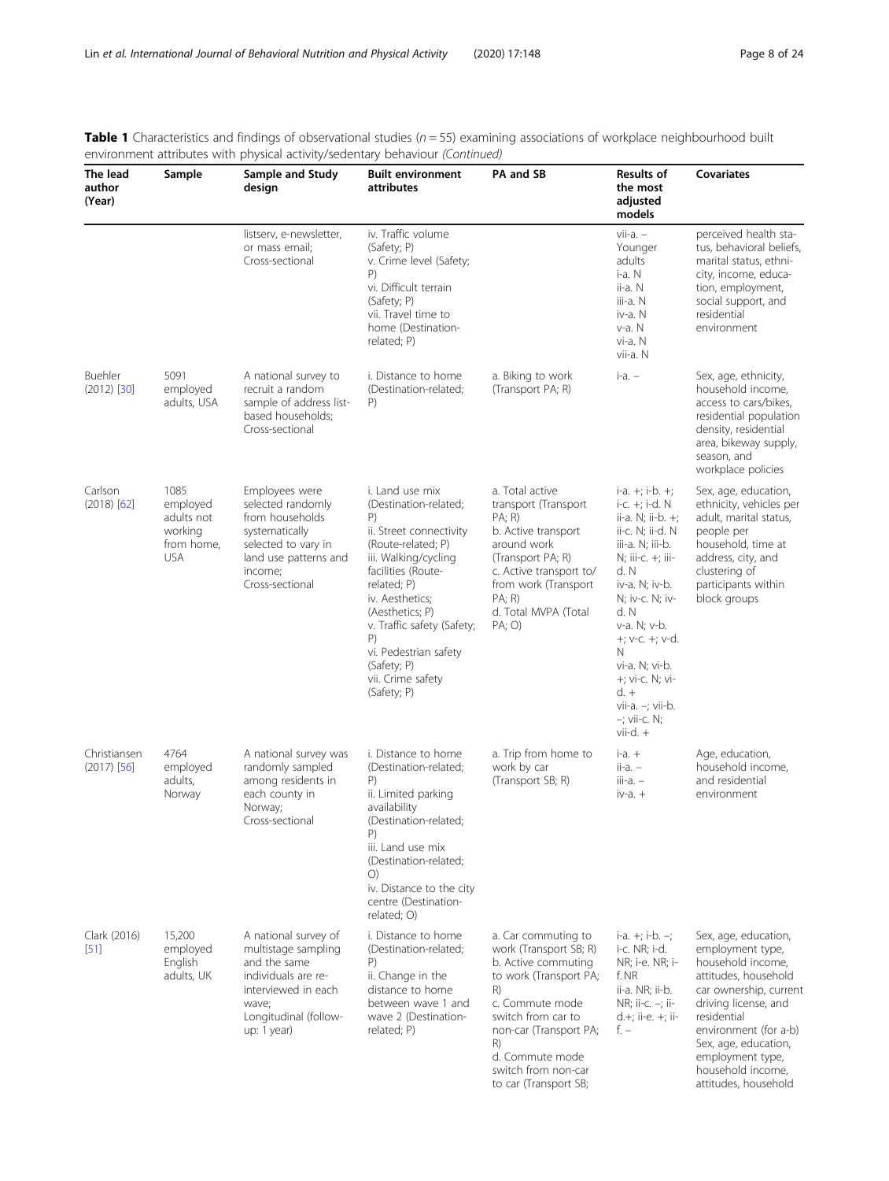**Table 1** Characteristics and findings of observational studies (*n* = 55) examining associations of workplace neighbourhood built environment attributes with physical activity/sedentary behaviour *(Continued)*

| The lead author (Year) | Sample | Sample and Study design | Built environment attributes | PA and SB | Results of the most adjusted models | Covariates |
|---|---|---|---|---|---|---|
| | | listserv, e-newsletter, or mass email; Cross-sectional | iv. Traffic volume (Safety; P) v. Crime level (Safety; P) vi. Difficult terrain (Safety; P) vii. Travel time to home (Destination-related; P) | | vii-a. – Younger adults i-a. N ii-a. N iii-a. N iv-a. N v-a. N vi-a. N vii-a. N | perceived health status, behavioral beliefs, marital status, ethnicity, income, education, employment, social support, and residential environment |
| Buehler (2012) [30] | 5091 employed adults, USA | A national survey to recruit a random sample of address list-based households; Cross-sectional | i. Distance to home (Destination-related; P) | a. Biking to work (Transport PA; R) | i-a. – | Sex, age, ethnicity, household income, access to cars/bikes, residential population density, residential area, bikeway supply, season, and workplace policies |
| Carlson (2018) [62] | 1085 employed adults not working from home, USA | Employees were selected randomly from households systematically selected to vary in land use patterns and income; Cross-sectional | i. Land use mix (Destination-related; P) ii. Street connectivity (Route-related; P) iii. Walking/cycling facilities (Route-related; P) iv. Aesthetics; (Aesthetics; P) v. Traffic safety (Safety; P) vi. Pedestrian safety (Safety; P) vii. Crime safety (Safety; P) | a. Total active transport (Transport PA; R) b. Active transport around work (Transport PA; R) c. Active transport to/from work (Transport PA; R) d. Total MVPA (Total PA; O) | i-a. +; i-b. +; i-c. +; i-d. N ii-a. N; ii-b. +; ii-c. N; ii-d. N iii-a. N; iii-b. N; iii-c. +; iii-d. N iv-a. N; iv-b. N; iv-c. N; iv-d. N v-a. N; v-b. +; v-c. +; v-d. N vi-a. N; vi-b. +; vi-c. N; vi-d. + vii-a. –; vii-b. –; vii-c. N; vii-d. + | Sex, age, education, ethnicity, vehicles per adult, marital status, people per household, time at address, city, and clustering of participants within block groups |
| Christiansen (2017) [56] | 4764 employed adults, Norway | A national survey was randomly sampled among residents in each county in Norway; Cross-sectional | i. Distance to home (Destination-related; P) ii. Limited parking availability (Destination-related; P) iii. Land use mix (Destination-related; O) iv. Distance to the city centre (Destination-related; O) | a. Trip from home to work by car (Transport SB; R) | i-a. + ii-a. – iii-a. – iv-a. + | Age, education, household income, and residential environment |
| Clark (2016) [51] | 15,200 employed English adults, UK | A national survey of multistage sampling and the same individuals are re-interviewed in each wave; Longitudinal (follow-up: 1 year) | i. Distance to home (Destination-related; P) ii. Change in the distance to home between wave 1 and wave 2 (Destination-related; P) | a. Car commuting to work (Transport SB; R) b. Active commuting to work (Transport PA; R) c. Commute mode switch from car to non-car (Transport PA; R) d. Commute mode switch from non-car to car (Transport SB; | i-a. +; i-b. –; i-c. NR; i-d. NR; i-e. NR; i-f. NR ii-a. NR; ii-b. NR; ii-c. –; ii-d.+; ii-e. +; ii-f. – | Sex, age, education, employment type, household income, attitudes, household car ownership, current driving license, and residential environment (for a-b) Sex, age, education, employment type, household income, attitudes, household |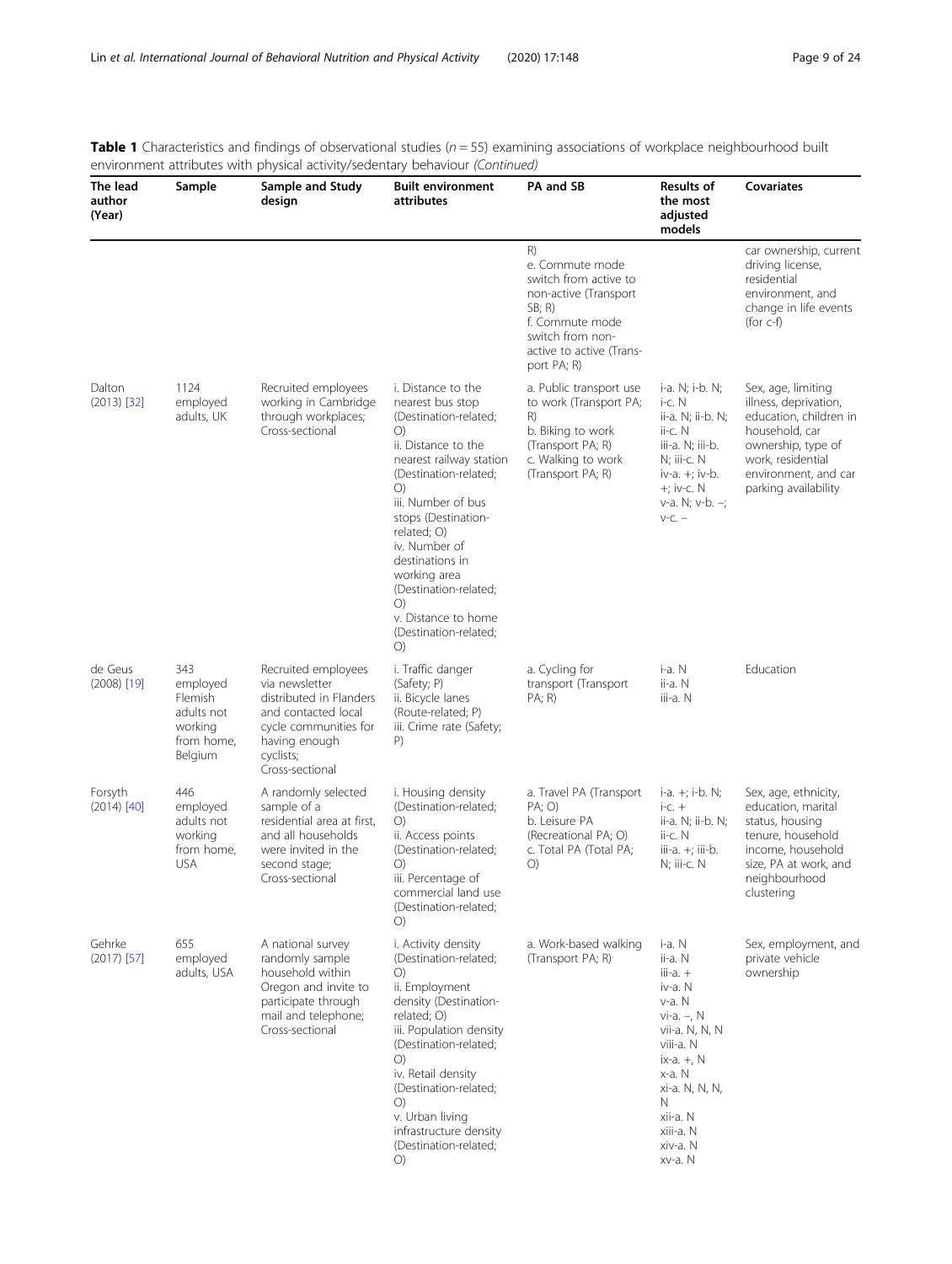**Table 1** Characteristics and findings of observational studies (n = 55) examining associations of workplace neighbourhood built environment attributes with physical activity/sedentary behaviour *(Continued)*

| The lead author (Year) | Sample | Sample and Study design | Built environment attributes | PA and SB | Results of the most adjusted models | Covariates |
|---|---|---|---|---|---|---|
| | | | | R)<br>e. Commute mode switch from active to non-active (Transport SB; R)<br>f. Commute mode switch from non-active to active (Transport PA; R) | | car ownership, current driving license, residential environment, and change in life events (for c-f) |
| Dalton (2013) [32] | 1124 employed adults, UK | Recruited employees working in Cambridge through workplaces; Cross-sectional | i. Distance to the nearest bus stop (Destination-related; O)<br>ii. Distance to the nearest railway station (Destination-related; O)<br>iii. Number of bus stops (Destination-related; O)<br>iv. Number of destinations in working area (Destination-related; O)<br>v. Distance to home (Destination-related; O) | a. Public transport use to work (Transport PA; R)<br>b. Biking to work (Transport PA; R)<br>c. Walking to work (Transport PA; R) | i-a. N; i-b. N; i-c. N<br>ii-a. N; ii-b. N; ii-c. N<br>iii-a. N; iii-b. N; iii-c. N<br>iv-a. +; iv-b. +; iv-c. N<br>v-a. N; v-b. –; v-c. – | Sex, age, limiting illness, deprivation, education, children in household, car ownership, type of work, residential environment, and car parking availability |
| de Geus (2008) [19] | 343 employed Flemish adults not working from home, Belgium | Recruited employees via newsletter distributed in Flanders and contacted local cycle communities for having enough cyclists; Cross-sectional | i. Traffic danger (Safety; P)<br>ii. Bicycle lanes (Route-related; P)<br>iii. Crime rate (Safety; P) | a. Cycling for transport (Transport PA; R) | i-a. N<br>ii-a. N<br>iii-a. N | Education |
| Forsyth (2014) [40] | 446 employed adults not working from home, USA | A randomly selected sample of a residential area at first, and all households were invited in the second stage; Cross-sectional | i. Housing density (Destination-related; O)<br>ii. Access points (Destination-related; O)<br>iii. Percentage of commercial land use (Destination-related; O) | a. Travel PA (Transport PA; O)<br>b. Leisure PA (Recreational PA; O)<br>c. Total PA (Total PA; O) | i-a. +; i-b. N; i-c. +<br>ii-a. N; ii-b. N; ii-c. N<br>iii-a. +; iii-b. N; iii-c. N | Sex, age, ethnicity, education, marital status, housing tenure, household income, household size, PA at work, and neighbourhood clustering |
| Gehrke (2017) [57] | 655 employed adults, USA | A national survey randomly sample household within Oregon and invite to participate through mail and telephone; Cross-sectional | i. Activity density (Destination-related; O)<br>ii. Employment density (Destination-related; O)<br>iii. Population density (Destination-related; O)<br>iv. Retail density (Destination-related; O)<br>v. Urban living infrastructure density (Destination-related; O) | a. Work-based walking (Transport PA; R) | i-a. N<br>ii-a. N<br>iii-a. +<br>iv-a. N<br>v-a. N<br>vi-a. –, N<br>vii-a. N, N, N<br>viii-a. N<br>ix-a. +, N<br>x-a. N<br>xi-a. N, N, N, N<br>xii-a. N<br>xiii-a. N<br>xiv-a. N<br>xv-a. N | Sex, employment, and private vehicle ownership |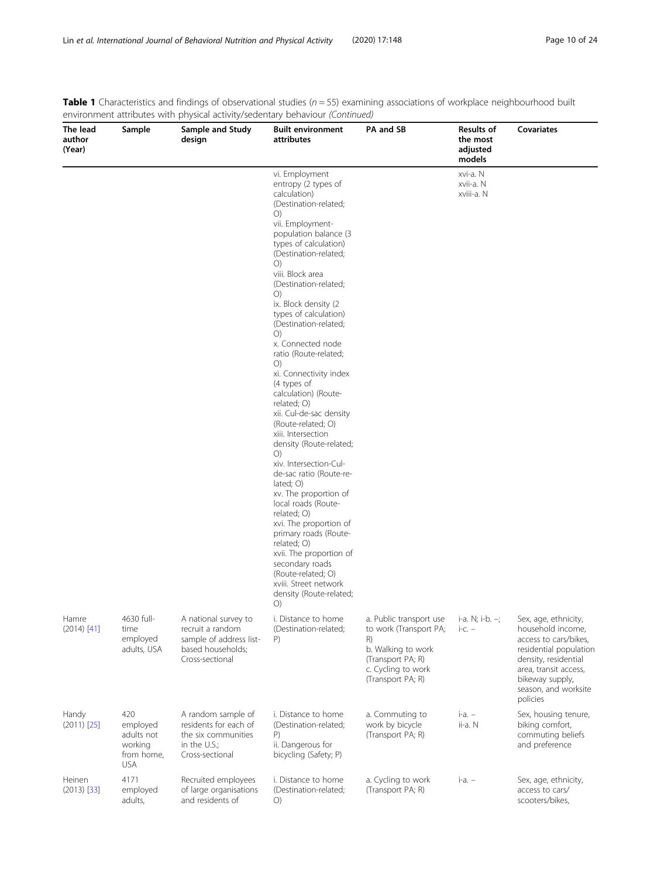**Table 1** Characteristics and findings of observational studies (*n* = 55) examining associations of workplace neighbourhood built environment attributes with physical activity/sedentary behaviour *(Continued)*

| The lead author (Year) | Sample | Sample and Study design | Built environment attributes | PA and SB | Results of the most adjusted models | Covariates |
|---|---|---|---|---|---|---|
| | | | vi. Employment entropy (2 types of calculation) (Destination-related; O)<br>vii. Employment-population balance (3 types of calculation) (Destination-related; O)<br>viii. Block area (Destination-related; O)<br>ix. Block density (2 types of calculation) (Destination-related; O)<br>x. Connected node ratio (Route-related; O)<br>xi. Connectivity index (4 types of calculation) (Route-related; O)<br>xii. Cul-de-sac density (Route-related; O)<br>xiii. Intersection density (Route-related; O)<br>xiv. Intersection-Cul-de-sac ratio (Route-related; O)<br>xv. The proportion of local roads (Route-related; O)<br>xvi. The proportion of primary roads (Route-related; O)<br>xvii. The proportion of secondary roads (Route-related; O)<br>xviii. Street network density (Route-related; O) | | xvi-a. N<br>xvii-a. N<br>xviii-a. N | |
| Hamre (2014) [41] | 4630 full-time employed adults, USA | A national survey to recruit a random sample of address list-based households; Cross-sectional | i. Distance to home (Destination-related; P) | a. Public transport use to work (Transport PA; R)<br>b. Walking to work (Transport PA; R)<br>c. Cycling to work (Transport PA; R) | i-a. N; i-b. –; i-c. – | Sex, age, ethnicity, household income, access to cars/bikes, residential population density, residential area, transit access, bikeway supply, season, and worksite policies |
| Handy (2011) [25] | 420 employed adults not working from home, USA | A random sample of residents for each of the six communities in the U.S.; Cross-sectional | i. Distance to home (Destination-related; P)<br>ii. Dangerous for bicycling (Safety; P) | a. Commuting to work by bicycle (Transport PA; R) | i-a. –<br>ii-a. N | Sex, housing tenure, biking comfort, commuting beliefs and preference |
| Heinen (2013) [33] | 4171 employed adults, | Recruited employees of large organisations and residents of | i. Distance to home (Destination-related; O) | a. Cycling to work (Transport PA; R) | i-a. – | Sex, age, ethnicity, access to cars/ scooters/bikes, |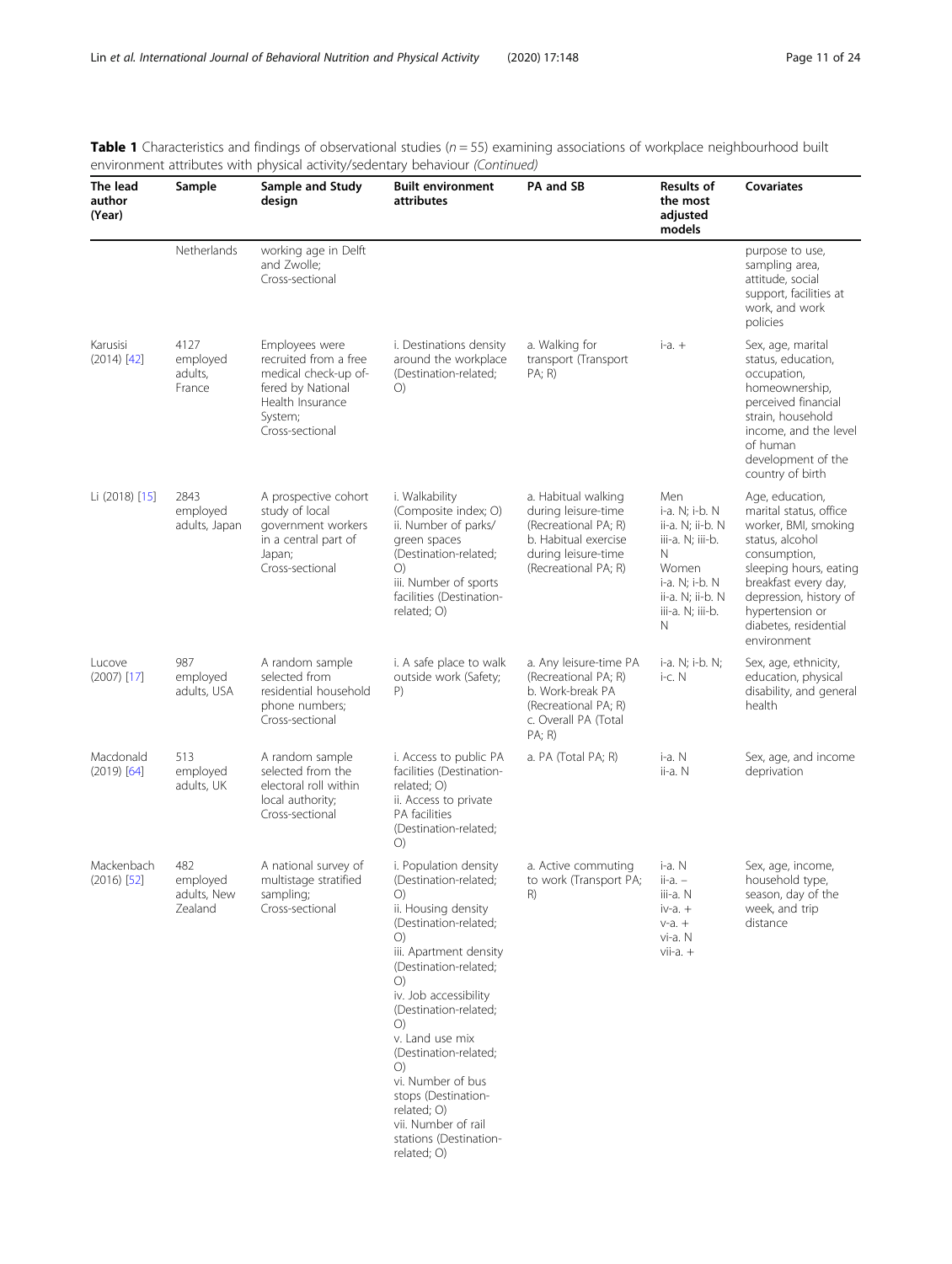**Table 1** Characteristics and findings of observational studies (*n* = 55) examining associations of workplace neighbourhood built environment attributes with physical activity/sedentary behaviour *(Continued)*

| The lead author (Year) | Sample | Sample and Study design | Built environment attributes | PA and SB | Results of the most adjusted models | Covariates |
|---|---|---|---|---|---|---|
| | Netherlands | working age in Delft and Zwolle; Cross-sectional | | | | purpose to use, sampling area, attitude, social support, facilities at work, and work policies |
| Karusisi (2014) [42] | 4127 employed adults, France | Employees were recruited from a free medical check-up offered by National Health Insurance System; Cross-sectional | i. Destinations density around the workplace (Destination-related; O) | a. Walking for transport (Transport PA; R) | i-a. + | Sex, age, marital status, education, occupation, homeownership, perceived financial strain, household income, and the level of human development of the country of birth |
| Li (2018) [15] | 2843 employed adults, Japan | A prospective cohort study of local government workers in a central part of Japan; Cross-sectional | i. Walkability (Composite index; O)<br>ii. Number of parks/ green spaces (Destination-related; O)<br>iii. Number of sports facilities (Destination-related; O) | a. Habitual walking during leisure-time (Recreational PA; R)<br>b. Habitual exercise during leisure-time (Recreational PA; R) | Men<br>i-a. N; i-b. N<br>ii-a. N; ii-b. N<br>iii-a. N; iii-b. N<br>Women<br>i-a. N; i-b. N<br>ii-a. N; ii-b. N<br>iii-a. N; iii-b. N | Age, education, marital status, office worker, BMI, smoking status, alcohol consumption, sleeping hours, eating breakfast every day, depression, history of hypertension or diabetes, residential environment |
| Lucove (2007) [17] | 987 employed adults, USA | A random sample selected from residential household phone numbers; Cross-sectional | i. A safe place to walk outside work (Safety; P) | a. Any leisure-time PA (Recreational PA; R)<br>b. Work-break PA (Recreational PA; R)<br>c. Overall PA (Total PA; R) | i-a. N; i-b. N; i-c. N | Sex, age, ethnicity, education, physical disability, and general health |
| Macdonald (2019) [64] | 513 employed adults, UK | A random sample selected from the electoral roll within local authority; Cross-sectional | i. Access to public PA facilities (Destination-related; O)<br>ii. Access to private PA facilities (Destination-related; O) | a. PA (Total PA; R) | i-a. N<br>ii-a. N | Sex, age, and income deprivation |
| Mackenbach (2016) [52] | 482 employed adults, New Zealand | A national survey of multistage stratified sampling; Cross-sectional | i. Population density (Destination-related; O)<br>ii. Housing density (Destination-related; O)<br>iii. Apartment density (Destination-related; O)<br>iv. Job accessibility (Destination-related; O)<br>v. Land use mix (Destination-related; O)<br>vi. Number of bus stops (Destination-related; O)<br>vii. Number of rail stations (Destination-related; O) | a. Active commuting to work (Transport PA; R) | i-a. N<br>ii-a. –<br>iii-a. N<br>iv-a. +<br>v-a. +<br>vi-a. N<br>vii-a. + | Sex, age, income, household type, season, day of the week, and trip distance |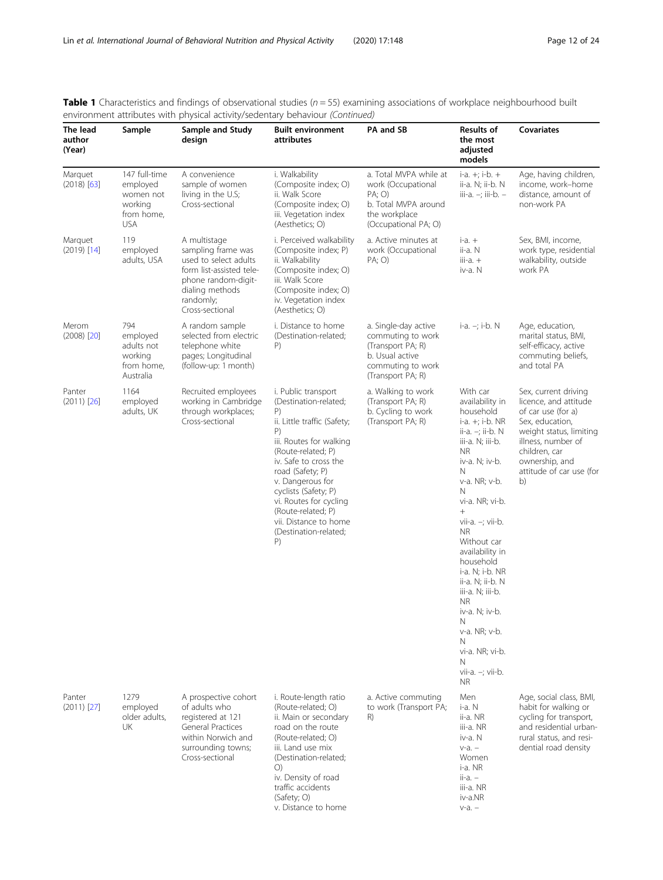**Table 1** Characteristics and findings of observational studies ($n = 55$) examining associations of workplace neighbourhood built environment attributes with physical activity/sedentary behaviour *(Continued)*

| The lead author (Year) | Sample | Sample and Study design | Built environment attributes | PA and SB | Results of the most adjusted models | Covariates |
|---|---|---|---|---|---|---|
| Marquet (2018) [63] | 147 full-time employed women not working from home, USA | A convenience sample of women living in the U.S; Cross-sectional | i. Walkability (Composite index; O)<br>ii. Walk Score (Composite index; O)<br>iii. Vegetation index (Aesthetics; O) | a. Total MVPA while at work (Occupational PA; O)<br>b. Total MVPA around the workplace (Occupational PA; O) | i-a. +; i-b. +<br>ii-a. N; ii-b. N<br>iii-a. –; iii-b. – | Age, having children, income, work–home distance, amount of non-work PA |
| Marquet (2019) [14] | 119 employed adults, USA | A multistage sampling frame was used to select adults form list-assisted telephone random-digit-dialing methods randomly; Cross-sectional | i. Perceived walkability (Composite index; P)<br>ii. Walkability (Composite index; O)<br>iii. Walk Score (Composite index; O)<br>iv. Vegetation index (Aesthetics; O) | a. Active minutes at work (Occupational PA; O) | i-a. +<br>ii-a. N<br>iii-a. +<br>iv-a. N | Sex, BMI, income, work type, residential walkability, outside work PA |
| Merom (2008) [20] | 794 employed adults not working from home, Australia | A random sample selected from electric telephone white pages; Longitudinal (follow-up: 1 month) | i. Distance to home (Destination-related; P) | a. Single-day active commuting to work (Transport PA; R)<br>b. Usual active commuting to work (Transport PA; R) | i-a. –; i-b. N | Age, education, marital status, BMI, self-efficacy, active commuting beliefs, and total PA |
| Panter (2011) [26] | 1164 employed adults, UK | Recruited employees working in Cambridge through workplaces; Cross-sectional | i. Public transport (Destination-related; P)<br>ii. Little traffic (Safety; P)<br>iii. Routes for walking (Route-related; P)<br>iv. Safe to cross the road (Safety; P)<br>v. Dangerous for cyclists (Safety; P)<br>vi. Routes for cycling (Route-related; P)<br>vii. Distance to home (Destination-related; P) | a. Walking to work (Transport PA; R)<br>b. Cycling to work (Transport PA; R) | With car availability in household<br>i-a. +; i-b. NR<br>ii-a. –; ii-b. N<br>iii-a. N; iii-b. NR<br>iv-a. N; iv-b. N<br>v-a. NR; v-b. N<br>vi-a. NR; vi-b. +<br>vii-a. –; vii-b. NR<br>Without car availability in household<br>i-a. N; i-b. NR<br>ii-a. N; ii-b. N<br>iii-a. N; iii-b. NR<br>iv-a. N; iv-b. N<br>v-a. NR; v-b. N<br>vi-a. NR; vi-b. N<br>vii-a. –; vii-b. NR | Sex, current driving licence, and attitude of car use (for a)<br>Sex, education, weight status, limiting illness, number of children, car ownership, and attitude of car use (for b) |
| Panter (2011) [27] | 1279 employed older adults, UK | A prospective cohort of adults who registered at 121 General Practices within Norwich and surrounding towns; Cross-sectional | i. Route-length ratio (Route-related; O)<br>ii. Main or secondary road on the route (Route-related; O)<br>iii. Land use mix (Destination-related; O)<br>iv. Density of road traffic accidents (Safety; O)<br>v. Distance to home | a. Active commuting to work (Transport PA; R) | Men<br>i-a. N<br>ii-a. NR<br>iii-a. NR<br>iv-a. N<br>v-a. –<br>Women<br>i-a. NR<br>ii-a. –<br>iii-a. NR<br>iv-a.NR<br>v-a. – | Age, social class, BMI, habit for walking or cycling for transport, and residential urban-rural status, and residential road density |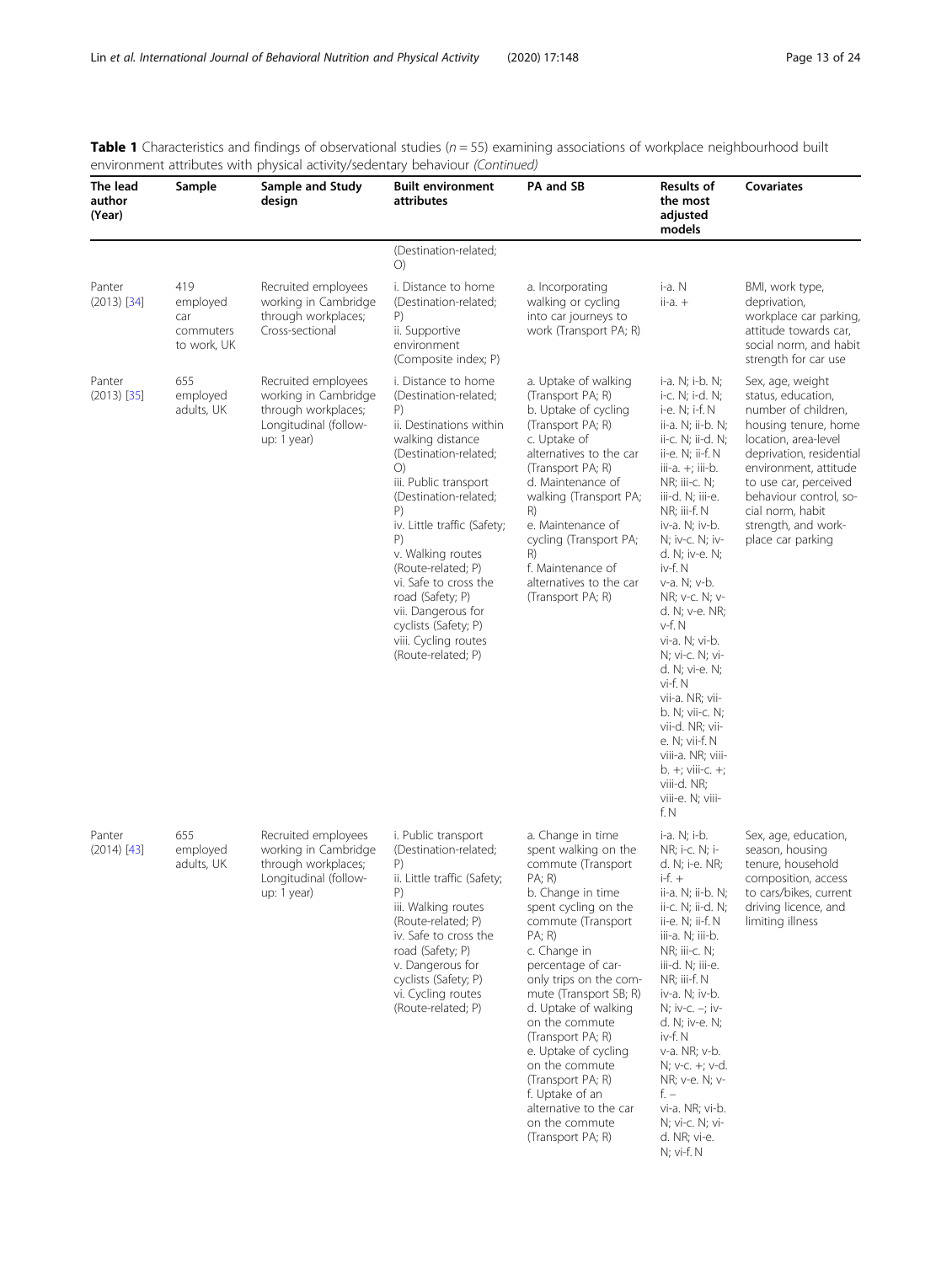**Table 1** Characteristics and findings of observational studies (*n* = 55) examining associations of workplace neighbourhood built environment attributes with physical activity/sedentary behaviour *(Continued)*

| The lead author (Year) | Sample | Sample and Study design | Built environment attributes | PA and SB | Results of the most adjusted models | Covariates |
|---|---|---|---|---|---|---|
| | | | (Destination-related; O) | | | |
| Panter (2013) [34] | 419 employed car commuters to work, UK | Recruited employees working in Cambridge through workplaces; Cross-sectional | i. Distance to home (Destination-related; P)<br>ii. Supportive environment (Composite index; P) | a. Incorporating walking or cycling into car journeys to work (Transport PA; R) | i-a. N<br>ii-a. + | BMI, work type, deprivation, workplace car parking, attitude towards car, social norm, and habit strength for car use |
| Panter (2013) [35] | 655 employed adults, UK | Recruited employees working in Cambridge through workplaces; Longitudinal (follow-up: 1 year) | i. Distance to home (Destination-related; P)<br>ii. Destinations within walking distance (Destination-related; O)<br>iii. Public transport (Destination-related; P)<br>iv. Little traffic (Safety; P)<br>v. Walking routes (Route-related; P)<br>vi. Safe to cross the road (Safety; P)<br>vii. Dangerous for cyclists (Safety; P)<br>viii. Cycling routes (Route-related; P) | a. Uptake of walking (Transport PA; R)<br>b. Uptake of cycling (Transport PA; R)<br>c. Uptake of alternatives to the car (Transport PA; R)<br>d. Maintenance of walking (Transport PA; R)<br>e. Maintenance of cycling (Transport PA; R)<br>f. Maintenance of alternatives to the car (Transport PA; R) | i-a. N; i-b. N; i-c. N; i-d. N; i-e. N; i-f. N<br>ii-a. N; ii-b. N; ii-c. N; ii-d. N; ii-e. N; ii-f. N<br>iii-a. +; iii-b. NR; iii-c. N; iii-d. N; iii-e. NR; iii-f. N<br>iv-a. N; iv-b. N; iv-c. N; iv-d. N; iv-e. N; iv-f. N<br>v-a. N; v-b. NR; v-c. N; v-d. N; v-e. NR; v-f. N<br>vi-a. N; vi-b. N; vi-c. N; vi-d. N; vi-e. N; vi-f. N<br>vii-a. NR; vii-b. N; vii-c. N; vii-d. NR; vii-e. N; vii-f. N<br>viii-a. NR; viii-b. +; viii-c. +; viii-d. NR; viii-e. N; viii-f. N | Sex, age, weight status, education, number of children, housing tenure, home location, area-level deprivation, residential environment, attitude to use car, perceived behaviour control, social norm, habit strength, and workplace car parking |
| Panter (2014) [43] | 655 employed adults, UK | Recruited employees working in Cambridge through workplaces; Longitudinal (follow-up: 1 year) | i. Public transport (Destination-related; P)<br>ii. Little traffic (Safety; P)<br>iii. Walking routes (Route-related; P)<br>iv. Safe to cross the road (Safety; P)<br>v. Dangerous for cyclists (Safety; P)<br>vi. Cycling routes (Route-related; P) | a. Change in time spent walking on the commute (Transport PA; R)<br>b. Change in time spent cycling on the commute (Transport PA; R)<br>c. Change in percentage of car-only trips on the commute (Transport SB; R)<br>d. Uptake of walking on the commute (Transport PA; R)<br>e. Uptake of cycling on the commute (Transport PA; R)<br>f. Uptake of an alternative to the car on the commute (Transport PA; R) | i-a. N; i-b. NR; i-c. N; i-d. N; i-e. NR; i-f. +<br>ii-a. N; ii-b. N; ii-c. N; ii-d. N; ii-e. N; ii-f. N<br>iii-a. N; iii-b. NR; iii-c. N; iii-d. N; iii-e. NR; iii-f. N<br>iv-a. N; iv-b. N; iv-c. –; iv-d. N; iv-e. N; iv-f. N<br>v-a. NR; v-b. N; v-c. +; v-d. NR; v-e. N; v-f. –<br>vi-a. NR; vi-b. N; vi-c. N; vi-d. NR; vi-e. N; vi-f. N | Sex, age, education, season, housing tenure, household composition, access to cars/bikes, current driving licence, and limiting illness |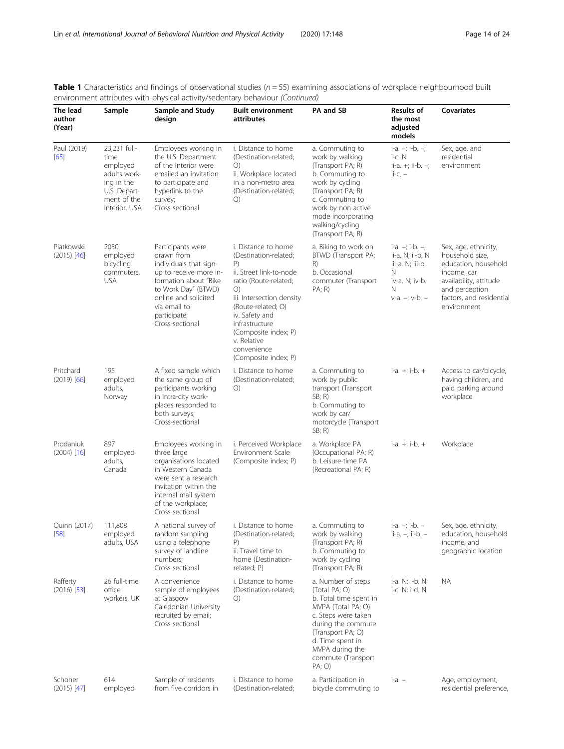**Table 1** Characteristics and findings of observational studies (n = 55) examining associations of workplace neighbourhood built environment attributes with physical activity/sedentary behaviour *(Continued)*

| The lead author (Year) | Sample | Sample and Study design | Built environment attributes | PA and SB | Results of the most adjusted models | Covariates |
|---|---|---|---|---|---|---|
| Paul (2019) [65] | 23,231 full-time employed adults working in the U.S. Department of the Interior, USA | Employees working in the U.S. Department of the Interior were emailed an invitation to participate and hyperlink to the survey; Cross-sectional | i. Distance to home (Destination-related; O) ii. Workplace located in a non-metro area (Destination-related; O) | a. Commuting to work by walking (Transport PA; R) b. Commuting to work by cycling (Transport PA; R) c. Commuting to work by non-active mode incorporating walking/cycling (Transport PA; R) | i-a. –; i-b. –; i-c. N ii-a. +; ii-b. –; ii-c. – | Sex, age, and residential environment |
| Piatkowski (2015) [46] | 2030 employed bicycling commuters, USA | Participants were drawn from individuals that sign-up to receive more information about "Bike to Work Day" (BTWD) online and solicited via email to participate; Cross-sectional | i. Distance to home (Destination-related; P) ii. Street link-to-node ratio (Route-related; O) iii. Intersection density (Route-related; O) iv. Safety and infrastructure (Composite index; P) v. Relative convenience (Composite index; P) | a. Biking to work on BTWD (Transport PA; R) b. Occasional commuter (Transport PA; R) | i-a. –; i-b. –; ii-a. N; ii-b. N iii-a. N; iii-b. N iv-a. N; iv-b. N v-a. –; v-b. – | Sex, age, ethnicity, household size, education, household income, car availability, attitude and perception factors, and residential environment |
| Pritchard (2019) [66] | 195 employed adults, Norway | A fixed sample which the same group of participants working in intra-city workplaces responded to both surveys; Cross-sectional | i. Distance to home (Destination-related; O) | a. Commuting to work by public transport (Transport SB; R) b. Commuting to work by car/motorcycle (Transport SB; R) | i-a. +; i-b. + | Access to car/bicycle, having children, and paid parking around workplace |
| Prodaniuk (2004) [16] | 897 employed adults, Canada | Employees working in three large organisations located in Western Canada were sent a research invitation within the internal mail system of the workplace; Cross-sectional | i. Perceived Workplace Environment Scale (Composite index; P) | a. Workplace PA (Occupational PA; R) b. Leisure-time PA (Recreational PA; R) | i-a. +; i-b. + | Workplace |
| Quinn (2017) [58] | 111,808 employed adults, USA | A national survey of random sampling using a telephone survey of landline numbers; Cross-sectional | i. Distance to home (Destination-related; P) ii. Travel time to home (Destination-related; P) | a. Commuting to work by walking (Transport PA; R) b. Commuting to work by cycling (Transport PA; R) | i-a. –; i-b. – ii-a. –; ii-b. – | Sex, age, ethnicity, education, household income, and geographic location |
| Rafferty (2016) [53] | 26 full-time office workers, UK | A convenience sample of employees at Glasgow Caledonian University recruited by email; Cross-sectional | i. Distance to home (Destination-related; O) | a. Number of steps (Total PA; O) b. Total time spent in MVPA (Total PA; O) c. Steps were taken during the commute (Transport PA; O) d. Time spent in MVPA during the commute (Transport PA; O) | i-a. N; i-b. N; i-c. N; i-d. N | NA |
| Schoner (2015) [47] | 614 employed | Sample of residents from five corridors in | i. Distance to home (Destination-related; | a. Participation in bicycle commuting to | i-a. – | Age, employment, residential preference, |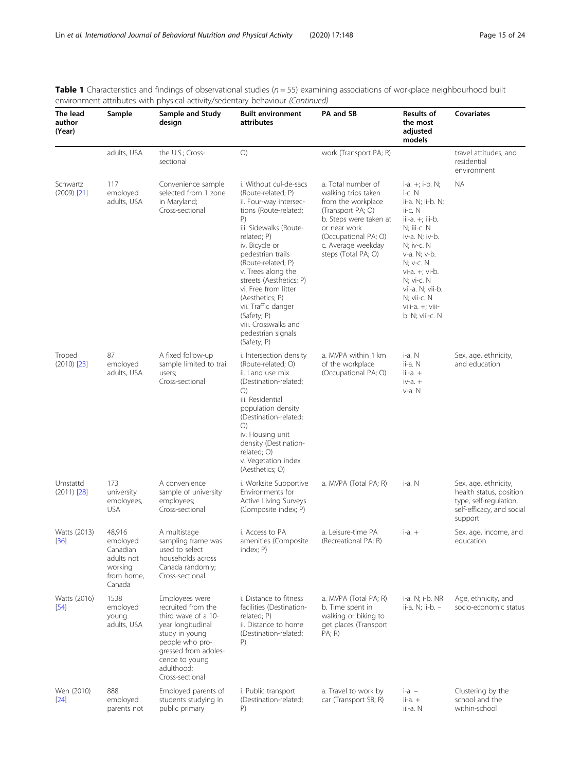**Table 1** Characteristics and findings of observational studies (n = 55) examining associations of workplace neighbourhood built environment attributes with physical activity/sedentary behaviour *(Continued)*

| The lead author (Year) | Sample | Sample and Study design | Built environment attributes | PA and SB | Results of the most adjusted models | Covariates |
|---|---|---|---|---|---|---|
| | adults, USA | the U.S.; Cross-sectional | O) | work (Transport PA; R) | | travel attitudes, and residential environment |
| Schwartz (2009) [21] | 117 employed adults, USA | Convenience sample selected from 1 zone in Maryland; Cross-sectional | i. Without cul-de-sacs (Route-related; P) ii. Four-way intersections (Route-related; P) iii. Sidewalks (Route-related; P) iv. Bicycle or pedestrian trails (Route-related; P) v. Trees along the streets (Aesthetics; P) vi. Free from litter (Aesthetics; P) vii. Traffic danger (Safety; P) viii. Crosswalks and pedestrian signals (Safety; P) | a. Total number of walking trips taken from the workplace (Transport PA; O) b. Steps were taken at or near work (Occupational PA; O) c. Average weekday steps (Total PA; O) | i-a. +; i-b. N; i-c. N ii-a. N; ii-b. N; ii-c. N iii-a. +; iii-b. N; iii-c. N iv-a. N; iv-b. N; iv-c. N v-a. N; v-b. N; v-c. N vi-a. +; vi-b. N; vi-c. N vii-a. N; vii-b. N; vii-c. N viii-a. +; viii-b. N; viii-c. N | NA |
| Troped (2010) [23] | 87 employed adults, USA | A fixed follow-up sample limited to trail users; Cross-sectional | i. Intersection density (Route-related; O) ii. Land use mix (Destination-related; O) iii. Residential population density (Destination-related; O) iv. Housing unit density (Destination-related; O) v. Vegetation index (Aesthetics; O) | a. MVPA within 1 km of the workplace (Occupational PA; O) | i-a. N ii-a. N iii-a. + iv-a. + v-a. N | Sex, age, ethnicity, and education |
| Umstattd (2011) [28] | 173 university employees, USA | A convenience sample of university employees; Cross-sectional | i. Worksite Supportive Environments for Active Living Surveys (Composite index; P) | a. MVPA (Total PA; R) | i-a. N | Sex, age, ethnicity, health status, position type, self-regulation, self-efficacy, and social support |
| Watts (2013) [36] | 48,916 employed Canadian adults not working from home, Canada | A multistage sampling frame was used to select households across Canada randomly; Cross-sectional | i. Access to PA amenities (Composite index; P) | a. Leisure-time PA (Recreational PA; R) | i-a. + | Sex, age, income, and education |
| Watts (2016) [54] | 1538 employed young adults, USA | Employees were recruited from the third wave of a 10-year longitudinal study in young people who progressed from adolescence to young adulthood; Cross-sectional | i. Distance to fitness facilities (Destination-related; P) ii. Distance to home (Destination-related; P) | a. MVPA (Total PA; R) b. Time spent in walking or biking to get places (Transport PA; R) | i-a. N; i-b. NR ii-a. N; ii-b. – | Age, ethnicity, and socio-economic status |
| Wen (2010) [24] | 888 employed parents not | Employed parents of students studying in public primary | i. Public transport (Destination-related; P) | a. Travel to work by car (Transport SB; R) | i-a. – ii-a. + iii-a. N | Clustering by the school and the within-school |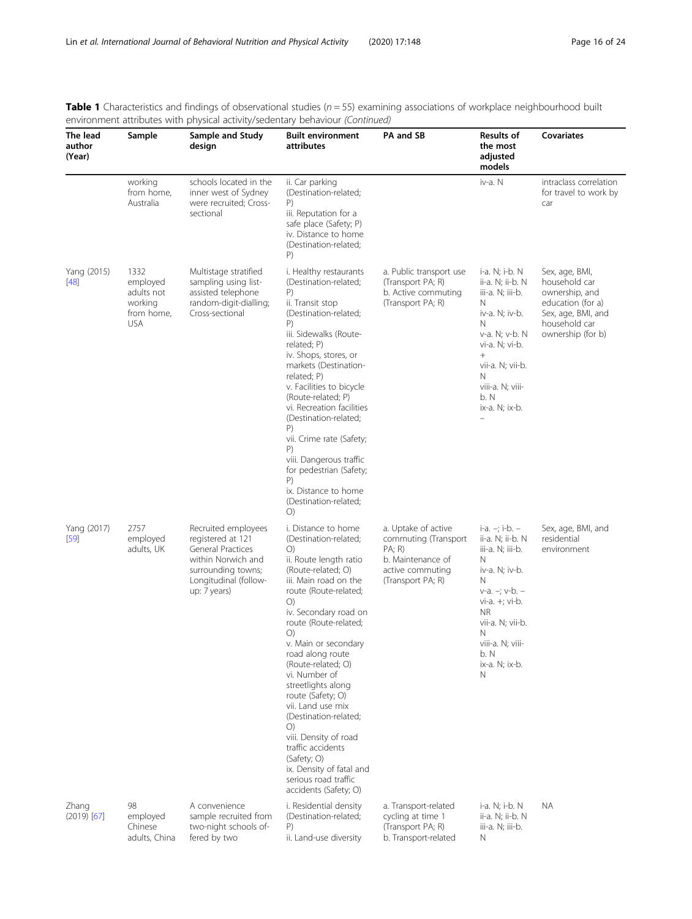**Table 1** Characteristics and findings of observational studies (*n* = 55) examining associations of workplace neighbourhood built environment attributes with physical activity/sedentary behaviour *(Continued)*

| The lead author (Year) | Sample | Sample and Study design | Built environment attributes | PA and SB | Results of the most adjusted models | Covariates |
|---|---|---|---|---|---|---|
| | working from home, Australia | schools located in the inner west of Sydney were recruited; Cross-sectional | ii. Car parking (Destination-related; P)<br>iii. Reputation for a safe place (Safety; P)<br>iv. Distance to home (Destination-related; P) | | iv-a. N | intraclass correlation for travel to work by car |
| Yang (2015) [48] | 1332 employed adults not working from home, USA | Multistage stratified sampling using list-assisted telephone random-digit-dialling; Cross-sectional | i. Healthy restaurants (Destination-related; P)<br>ii. Transit stop (Destination-related; P)<br>iii. Sidewalks (Route-related; P)<br>iv. Shops, stores, or markets (Destination-related; P)<br>v. Facilities to bicycle (Route-related; P)<br>vi. Recreation facilities (Destination-related; P)<br>vii. Crime rate (Safety; P)<br>viii. Dangerous traffic for pedestrian (Safety; P)<br>ix. Distance to home (Destination-related; O) | a. Public transport use (Transport PA; R)<br>b. Active commuting (Transport PA; R) | i-a. N; i-b. N<br>ii-a. N; ii-b. N<br>iii-a. N; iii-b. N<br>iv-a. N; iv-b. N<br>v-a. N; v-b. N<br>vi-a. N; vi-b. +<br>vii-a. N; vii-b. N<br>viii-a. N; viii-b. N<br>ix-a. N; ix-b. – | Sex, age, BMI, household car ownership, and education (for a)<br>Sex, age, BMI, and household car ownership (for b) |
| Yang (2017) [59] | 2757 employed adults, UK | Recruited employees registered at 121 General Practices within Norwich and surrounding towns; Longitudinal (follow-up: 7 years) | i. Distance to home (Destination-related; O)<br>ii. Route length ratio (Route-related; O)<br>iii. Main road on the route (Route-related; O)<br>iv. Secondary road on route (Route-related; O)<br>v. Main or secondary road along route (Route-related; O)<br>vi. Number of streetlights along route (Safety; O)<br>vii. Land use mix (Destination-related; O)<br>viii. Density of road traffic accidents (Safety; O)<br>ix. Density of fatal and serious road traffic accidents (Safety; O) | a. Uptake of active commuting (Transport PA; R)<br>b. Maintenance of active commuting (Transport PA; R) | i-a. –; i-b. –<br>ii-a. N; ii-b. N<br>iii-a. N; iii-b. N<br>iv-a. N; iv-b. N<br>v-a. –; v-b. –<br>vi-a. +; vi-b. NR<br>vii-a. N; vii-b. N<br>viii-a. N; viii-b. N<br>ix-a. N; ix-b. N | Sex, age, BMI, and residential environment |
| Zhang (2019) [67] | 98 employed Chinese adults, China | A convenience sample recruited from two-night schools offered by two | i. Residential density (Destination-related; P)<br>ii. Land-use diversity | a. Transport-related cycling at time 1 (Transport PA; R)<br>b. Transport-related | i-a. N; i-b. N<br>ii-a. N; ii-b. N<br>iii-a. N; iii-b. N | NA |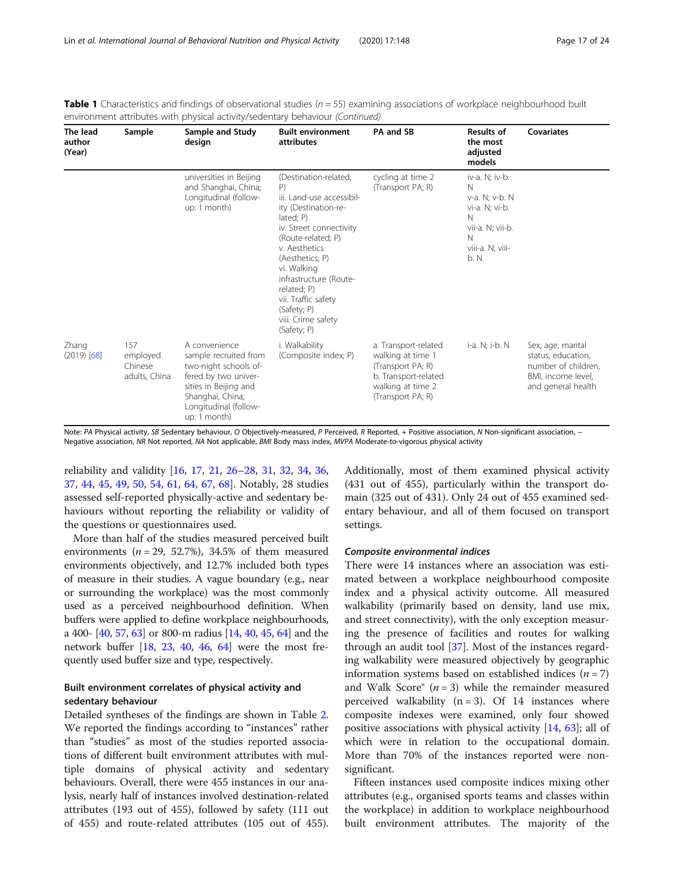**Table 1** Characteristics and findings of observational studies (*n* = 55) examining associations of workplace neighbourhood built environment attributes with physical activity/sedentary behaviour *(Continued)*

| The lead author (Year) | Sample | Sample and Study design | Built environment attributes | PA and SB | Results of the most adjusted models | Covariates |
|---|---|---|---|---|---|---|
| | | universities in Beijing and Shanghai, China; Longitudinal (follow-up: 1 month) | (Destination-related; P)<br>iii. Land-use accessibility (Destination-related; P)<br>iv. Street connectivity (Route-related; P)<br>v. Aesthetics (Aesthetics; P)<br>vi. Walking infrastructure (Route-related; P)<br>vii. Traffic safety (Safety; P)<br>viii. Crime safety (Safety; P) | cycling at time 2 (Transport PA; R) | iv-a. N; iv-b. N<br>v-a. N; v-b. N<br>vi-a. N; vi-b. N<br>vii-a. N; vii-b. N<br>viii-a. N; viii-b. N | |
| Zhang (2019) [68] | 157 employed Chinese adults, China | A convenience sample recruited from two-night schools offered by two universities in Beijing and Shanghai, China; Longitudinal (follow-up: 1 month) | i. Walkability (Composite index; P) | a. Transport-related walking at time 1 (Transport PA; R)<br>b. Transport-related walking at time 2 (Transport PA; R) | i-a. N; i-b. N | Sex, age, marital status, education, number of children, BMI, income level, and general health |

Note: *PA* Physical activity, *SB* Sedentary behaviour, *O* Objectively-measured, *P* Perceived, *R* Reported, + Positive association, *N* Non-significant association, – Negative association, *NR* Not reported, *NA* Not applicable, *BMI* Body mass index, *MVPA* Moderate-to-vigorous physical activity

reliability and validity [16, 17, 21, 26–28, 31, 32, 34, 36, 37, 44, 45, 49, 50, 54, 61, 64, 67, 68]. Notably, 28 studies assessed self-reported physically-active and sedentary behaviours without reporting the reliability or validity of the questions or questionnaires used.

More than half of the studies measured perceived built environments (*n* = 29, 52.7%), 34.5% of them measured environments objectively, and 12.7% included both types of measure in their studies. A vague boundary (e.g., near or surrounding the workplace) was the most commonly used as a perceived neighbourhood definition. When buffers were applied to define workplace neighbourhoods, a 400- [40, 57, 63] or 800-m radius [14, 40, 45, 64] and the network buffer [18, 23, 40, 46, 64] were the most frequently used buffer size and type, respectively.

### Built environment correlates of physical activity and sedentary behaviour

Detailed syntheses of the findings are shown in Table 2. We reported the findings according to "instances" rather than "studies" as most of the studies reported associations of different built environment attributes with multiple domains of physical activity and sedentary behaviours. Overall, there were 455 instances in our analysis, nearly half of instances involved destination-related attributes (193 out of 455), followed by safety (111 out of 455) and route-related attributes (105 out of 455). Additionally, most of them examined physical activity (431 out of 455), particularly within the transport domain (325 out of 431). Only 24 out of 455 examined sedentary behaviour, and all of them focused on transport settings.

#### Composite environmental indices

There were 14 instances where an association was estimated between a workplace neighbourhood composite index and a physical activity outcome. All measured walkability (primarily based on density, land use mix, and street connectivity), with the only exception measuring the presence of facilities and routes for walking through an audit tool [37]. Most of the instances regarding walkability were measured objectively by geographic information systems based on established indices (*n* = 7) and Walk Score® (*n* = 3) while the remainder measured perceived walkability (n = 3). Of 14 instances where composite indexes were examined, only four showed positive associations with physical activity [14, 63]; all of which were in relation to the occupational domain. More than 70% of the instances reported were non-significant.

Fifteen instances used composite indices mixing other attributes (e.g., organised sports teams and classes within the workplace) in addition to workplace neighbourhood built environment attributes. The majority of the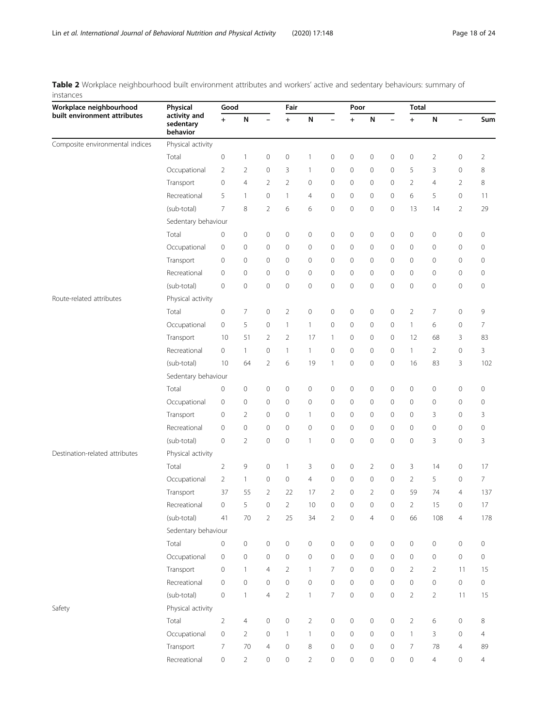**Table 2** Workplace neighbourhood built environment attributes and workers' active and sedentary behaviours: summary of instances

| Workplace neighbourhood built environment attributes | Physical activity and sedentary behavior | Good | | | Fair | | | Poor | | | Total | | | |
|---|---|---|---|---|---|---|---|---|---|---|---|---|---|---|
| | | + | N | – | + | N | – | + | N | – | + | N | – | Sum |
| Composite environmental indices | Physical activity | | | | | | | | | | | | | |
| | Total | 0 | 1 | 0 | 0 | 1 | 0 | 0 | 0 | 0 | 0 | 2 | 0 | 2 |
| | Occupational | 2 | 2 | 0 | 3 | 1 | 0 | 0 | 0 | 0 | 5 | 3 | 0 | 8 |
| | Transport | 0 | 4 | 2 | 2 | 0 | 0 | 0 | 0 | 0 | 2 | 4 | 2 | 8 |
| | Recreational | 5 | 1 | 0 | 1 | 4 | 0 | 0 | 0 | 0 | 6 | 5 | 0 | 11 |
| | (sub-total) | 7 | 8 | 2 | 6 | 6 | 0 | 0 | 0 | 0 | 13 | 14 | 2 | 29 |
| | Sedentary behaviour | | | | | | | | | | | | | |
| | Total | 0 | 0 | 0 | 0 | 0 | 0 | 0 | 0 | 0 | 0 | 0 | 0 | 0 |
| | Occupational | 0 | 0 | 0 | 0 | 0 | 0 | 0 | 0 | 0 | 0 | 0 | 0 | 0 |
| | Transport | 0 | 0 | 0 | 0 | 0 | 0 | 0 | 0 | 0 | 0 | 0 | 0 | 0 |
| | Recreational | 0 | 0 | 0 | 0 | 0 | 0 | 0 | 0 | 0 | 0 | 0 | 0 | 0 |
| | (sub-total) | 0 | 0 | 0 | 0 | 0 | 0 | 0 | 0 | 0 | 0 | 0 | 0 | 0 |
| Route-related attributes | Physical activity | | | | | | | | | | | | | |
| | Total | 0 | 7 | 0 | 2 | 0 | 0 | 0 | 0 | 0 | 2 | 7 | 0 | 9 |
| | Occupational | 0 | 5 | 0 | 1 | 1 | 0 | 0 | 0 | 0 | 1 | 6 | 0 | 7 |
| | Transport | 10 | 51 | 2 | 2 | 17 | 1 | 0 | 0 | 0 | 12 | 68 | 3 | 83 |
| | Recreational | 0 | 1 | 0 | 1 | 1 | 0 | 0 | 0 | 0 | 1 | 2 | 0 | 3 |
| | (sub-total) | 10 | 64 | 2 | 6 | 19 | 1 | 0 | 0 | 0 | 16 | 83 | 3 | 102 |
| | Sedentary behaviour | | | | | | | | | | | | | |
| | Total | 0 | 0 | 0 | 0 | 0 | 0 | 0 | 0 | 0 | 0 | 0 | 0 | 0 |
| | Occupational | 0 | 0 | 0 | 0 | 0 | 0 | 0 | 0 | 0 | 0 | 0 | 0 | 0 |
| | Transport | 0 | 2 | 0 | 0 | 1 | 0 | 0 | 0 | 0 | 0 | 3 | 0 | 3 |
| | Recreational | 0 | 0 | 0 | 0 | 0 | 0 | 0 | 0 | 0 | 0 | 0 | 0 | 0 |
| | (sub-total) | 0 | 2 | 0 | 0 | 1 | 0 | 0 | 0 | 0 | 0 | 3 | 0 | 3 |
| Destination-related attributes | Physical activity | | | | | | | | | | | | | |
| | Total | 2 | 9 | 0 | 1 | 3 | 0 | 0 | 2 | 0 | 3 | 14 | 0 | 17 |
| | Occupational | 2 | 1 | 0 | 0 | 4 | 0 | 0 | 0 | 0 | 2 | 5 | 0 | 7 |
| | Transport | 37 | 55 | 2 | 22 | 17 | 2 | 0 | 2 | 0 | 59 | 74 | 4 | 137 |
| | Recreational | 0 | 5 | 0 | 2 | 10 | 0 | 0 | 0 | 0 | 2 | 15 | 0 | 17 |
| | (sub-total) | 41 | 70 | 2 | 25 | 34 | 2 | 0 | 4 | 0 | 66 | 108 | 4 | 178 |
| | Sedentary behaviour | | | | | | | | | | | | | |
| | Total | 0 | 0 | 0 | 0 | 0 | 0 | 0 | 0 | 0 | 0 | 0 | 0 | 0 |
| | Occupational | 0 | 0 | 0 | 0 | 0 | 0 | 0 | 0 | 0 | 0 | 0 | 0 | 0 |
| | Transport | 0 | 1 | 4 | 2 | 1 | 7 | 0 | 0 | 0 | 2 | 2 | 11 | 15 |
| | Recreational | 0 | 0 | 0 | 0 | 0 | 0 | 0 | 0 | 0 | 0 | 0 | 0 | 0 |
| | (sub-total) | 0 | 1 | 4 | 2 | 1 | 7 | 0 | 0 | 0 | 2 | 2 | 11 | 15 |
| Safety | Physical activity | | | | | | | | | | | | | |
| | Total | 2 | 4 | 0 | 0 | 2 | 0 | 0 | 0 | 0 | 2 | 6 | 0 | 8 |
| | Occupational | 0 | 2 | 0 | 1 | 1 | 0 | 0 | 0 | 0 | 1 | 3 | 0 | 4 |
| | Transport | 7 | 70 | 4 | 0 | 8 | 0 | 0 | 0 | 0 | 7 | 78 | 4 | 89 |
| | Recreational | 0 | 2 | 0 | 0 | 2 | 0 | 0 | 0 | 0 | 0 | 4 | 0 | 4 |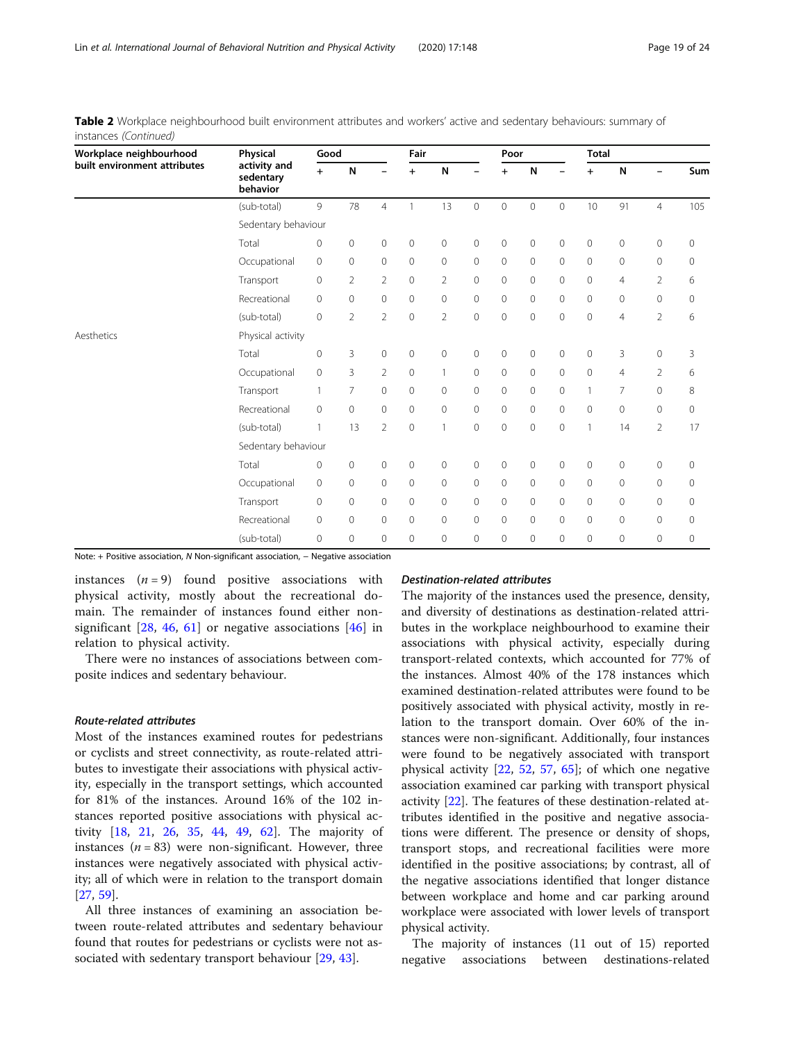**Table 2** Workplace neighbourhood built environment attributes and workers' active and sedentary behaviours: summary of instances *(Continued)*

| Workplace neighbourhood built environment attributes | Physical activity and sedentary behavior | Good | | | Fair | | | Poor | | | Total | | | |
|---|---|---|---|---|---|---|---|---|---|---|---|---|---|---|
| | | + | N | − | + | N | − | + | N | − | + | N | − | Sum |
| | (sub-total) | 9 | 78 | 4 | 1 | 13 | 0 | 0 | 0 | 0 | 10 | 91 | 4 | 105 |
| | Sedentary behaviour | | | | | | | | | | | | | |
| | Total | 0 | 0 | 0 | 0 | 0 | 0 | 0 | 0 | 0 | 0 | 0 | 0 | 0 |
| | Occupational | 0 | 0 | 0 | 0 | 0 | 0 | 0 | 0 | 0 | 0 | 0 | 0 | 0 |
| | Transport | 0 | 2 | 2 | 0 | 2 | 0 | 0 | 0 | 0 | 0 | 4 | 2 | 6 |
| | Recreational | 0 | 0 | 0 | 0 | 0 | 0 | 0 | 0 | 0 | 0 | 0 | 0 | 0 |
| | (sub-total) | 0 | 2 | 2 | 0 | 2 | 0 | 0 | 0 | 0 | 0 | 4 | 2 | 6 |
| Aesthetics | Physical activity | | | | | | | | | | | | | |
| | Total | 0 | 3 | 0 | 0 | 0 | 0 | 0 | 0 | 0 | 0 | 3 | 0 | 3 |
| | Occupational | 0 | 3 | 2 | 0 | 1 | 0 | 0 | 0 | 0 | 0 | 4 | 2 | 6 |
| | Transport | 1 | 7 | 0 | 0 | 0 | 0 | 0 | 0 | 0 | 1 | 7 | 0 | 8 |
| | Recreational | 0 | 0 | 0 | 0 | 0 | 0 | 0 | 0 | 0 | 0 | 0 | 0 | 0 |
| | (sub-total) | 1 | 13 | 2 | 0 | 1 | 0 | 0 | 0 | 0 | 1 | 14 | 2 | 17 |
| | Sedentary behaviour | | | | | | | | | | | | | |
| | Total | 0 | 0 | 0 | 0 | 0 | 0 | 0 | 0 | 0 | 0 | 0 | 0 | 0 |
| | Occupational | 0 | 0 | 0 | 0 | 0 | 0 | 0 | 0 | 0 | 0 | 0 | 0 | 0 |
| | Transport | 0 | 0 | 0 | 0 | 0 | 0 | 0 | 0 | 0 | 0 | 0 | 0 | 0 |
| | Recreational | 0 | 0 | 0 | 0 | 0 | 0 | 0 | 0 | 0 | 0 | 0 | 0 | 0 |
| | (sub-total) | 0 | 0 | 0 | 0 | 0 | 0 | 0 | 0 | 0 | 0 | 0 | 0 | 0 |

Note: + Positive association, *N* Non-significant association, − Negative association

instances ($n = 9$) found positive associations with physical activity, mostly about the recreational domain. The remainder of instances found either non-significant [28, 46, 61] or negative associations [46] in relation to physical activity.

There were no instances of associations between composite indices and sedentary behaviour.

#### Route-related attributes

Most of the instances examined routes for pedestrians or cyclists and street connectivity, as route-related attributes to investigate their associations with physical activity, especially in the transport settings, which accounted for 81% of the instances. Around 16% of the 102 instances reported positive associations with physical activity [18, 21, 26, 35, 44, 49, 62]. The majority of instances ($n = 83$) were non-significant. However, three instances were negatively associated with physical activity; all of which were in relation to the transport domain [27, 59].

All three instances of examining an association between route-related attributes and sedentary behaviour found that routes for pedestrians or cyclists were not associated with sedentary transport behaviour [29, 43].

#### Destination-related attributes

The majority of the instances used the presence, density, and diversity of destinations as destination-related attributes in the workplace neighbourhood to examine their associations with physical activity, especially during transport-related contexts, which accounted for 77% of the instances. Almost 40% of the 178 instances which examined destination-related attributes were found to be positively associated with physical activity, mostly in relation to the transport domain. Over 60% of the instances were non-significant. Additionally, four instances were found to be negatively associated with transport physical activity [22, 52, 57, 65]; of which one negative association examined car parking with transport physical activity [22]. The features of these destination-related attributes identified in the positive and negative associations were different. The presence or density of shops, transport stops, and recreational facilities were more identified in the positive associations; by contrast, all of the negative associations identified that longer distance between workplace and home and car parking around workplace were associated with lower levels of transport physical activity.

The majority of instances (11 out of 15) reported negative associations between destinations-related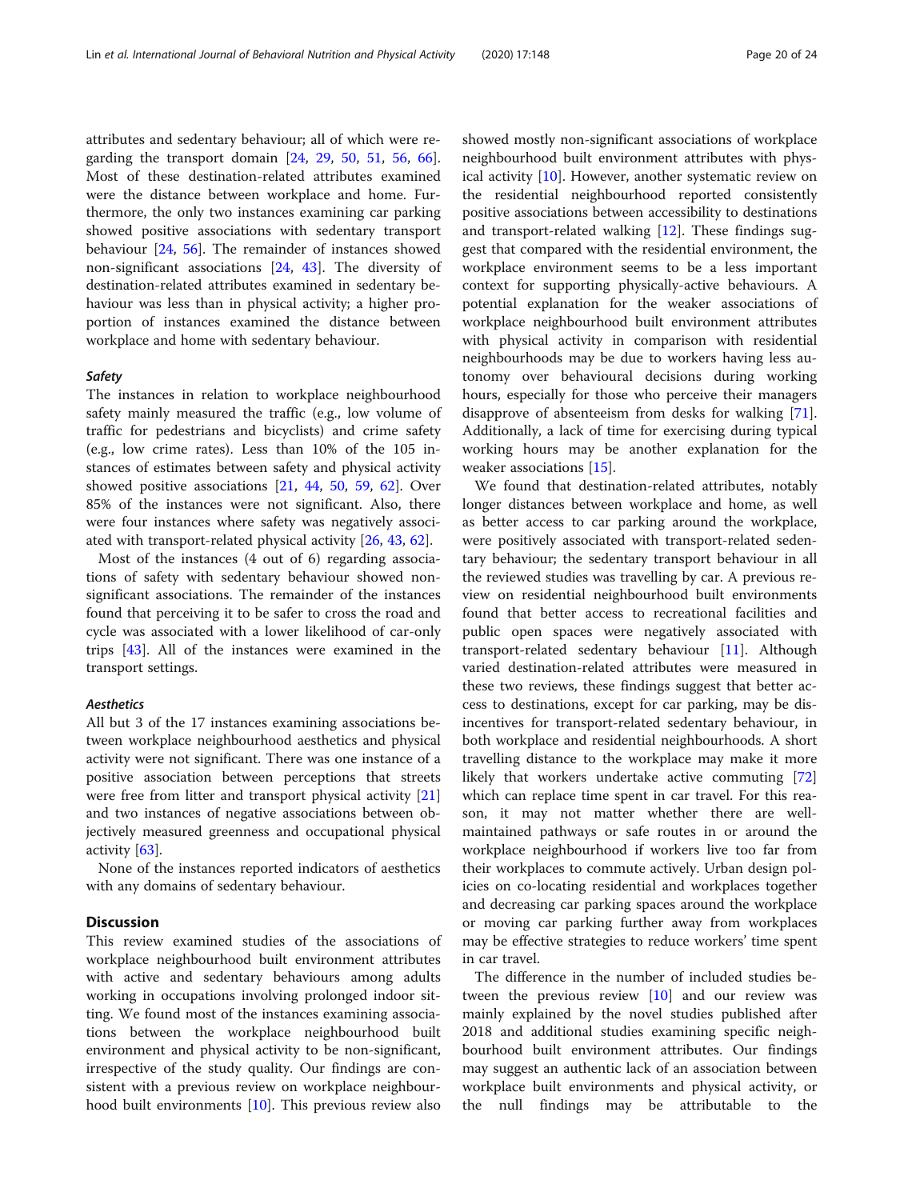attributes and sedentary behaviour; all of which were regarding the transport domain [24, 29, 50, 51, 56, 66]. Most of these destination-related attributes examined were the distance between workplace and home. Furthermore, the only two instances examining car parking showed positive associations with sedentary transport behaviour [24, 56]. The remainder of instances showed non-significant associations [24, 43]. The diversity of destination-related attributes examined in sedentary behaviour was less than in physical activity; a higher proportion of instances examined the distance between workplace and home with sedentary behaviour.

#### *Safety*

The instances in relation to workplace neighbourhood safety mainly measured the traffic (e.g., low volume of traffic for pedestrians and bicyclists) and crime safety (e.g., low crime rates). Less than 10% of the 105 instances of estimates between safety and physical activity showed positive associations [21, 44, 50, 59, 62]. Over 85% of the instances were not significant. Also, there were four instances where safety was negatively associated with transport-related physical activity [26, 43, 62].

Most of the instances (4 out of 6) regarding associations of safety with sedentary behaviour showed non-significant associations. The remainder of the instances found that perceiving it to be safer to cross the road and cycle was associated with a lower likelihood of car-only trips [43]. All of the instances were examined in the transport settings.

#### *Aesthetics*

All but 3 of the 17 instances examining associations between workplace neighbourhood aesthetics and physical activity were not significant. There was one instance of a positive association between perceptions that streets were free from litter and transport physical activity [21] and two instances of negative associations between objectively measured greenness and occupational physical activity [63].

None of the instances reported indicators of aesthetics with any domains of sedentary behaviour.

## Discussion

This review examined studies of the associations of workplace neighbourhood built environment attributes with active and sedentary behaviours among adults working in occupations involving prolonged indoor sitting. We found most of the instances examining associations between the workplace neighbourhood built environment and physical activity to be non-significant, irrespective of the study quality. Our findings are consistent with a previous review on workplace neighbourhood built environments [10]. This previous review also showed mostly non-significant associations of workplace neighbourhood built environment attributes with physical activity [10]. However, another systematic review on the residential neighbourhood reported consistently positive associations between accessibility to destinations and transport-related walking [12]. These findings suggest that compared with the residential environment, the workplace environment seems to be a less important context for supporting physically-active behaviours. A potential explanation for the weaker associations of workplace neighbourhood built environment attributes with physical activity in comparison with residential neighbourhoods may be due to workers having less autonomy over behavioural decisions during working hours, especially for those who perceive their managers disapprove of absenteeism from desks for walking [71]. Additionally, a lack of time for exercising during typical working hours may be another explanation for the weaker associations [15].

We found that destination-related attributes, notably longer distances between workplace and home, as well as better access to car parking around the workplace, were positively associated with transport-related sedentary behaviour; the sedentary transport behaviour in all the reviewed studies was travelling by car. A previous review on residential neighbourhood built environments found that better access to recreational facilities and public open spaces were negatively associated with transport-related sedentary behaviour [11]. Although varied destination-related attributes were measured in these two reviews, these findings suggest that better access to destinations, except for car parking, may be disincentives for transport-related sedentary behaviour, in both workplace and residential neighbourhoods. A short travelling distance to the workplace may make it more likely that workers undertake active commuting [72] which can replace time spent in car travel. For this reason, it may not matter whether there are well-maintained pathways or safe routes in or around the workplace neighbourhood if workers live too far from their workplaces to commute actively. Urban design policies on co-locating residential and workplaces together and decreasing car parking spaces around the workplace or moving car parking further away from workplaces may be effective strategies to reduce workers' time spent in car travel.

The difference in the number of included studies between the previous review [10] and our review was mainly explained by the novel studies published after 2018 and additional studies examining specific neighbourhood built environment attributes. Our findings may suggest an authentic lack of an association between workplace built environments and physical activity, or the null findings may be attributable to the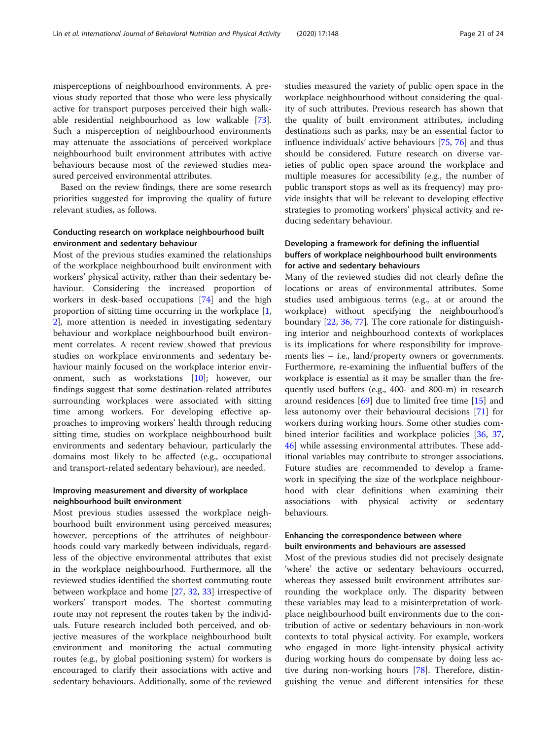misperceptions of neighbourhood environments. A previous study reported that those who were less physically active for transport purposes perceived their high walkable residential neighbourhood as low walkable [73]. Such a misperception of neighbourhood environments may attenuate the associations of perceived workplace neighbourhood built environment attributes with active behaviours because most of the reviewed studies measured perceived environmental attributes.

Based on the review findings, there are some research priorities suggested for improving the quality of future relevant studies, as follows.

### Conducting research on workplace neighbourhood built environment and sedentary behaviour

Most of the previous studies examined the relationships of the workplace neighbourhood built environment with workers' physical activity, rather than their sedentary behaviour. Considering the increased proportion of workers in desk-based occupations [74] and the high proportion of sitting time occurring in the workplace [1, 2], more attention is needed in investigating sedentary behaviour and workplace neighbourhood built environment correlates. A recent review showed that previous studies on workplace environments and sedentary behaviour mainly focused on the workplace interior environment, such as workstations [10]; however, our findings suggest that some destination-related attributes surrounding workplaces were associated with sitting time among workers. For developing effective approaches to improving workers' health through reducing sitting time, studies on workplace neighbourhood built environments and sedentary behaviour, particularly the domains most likely to be affected (e.g., occupational and transport-related sedentary behaviour), are needed.

### Improving measurement and diversity of workplace neighbourhood built environment

Most previous studies assessed the workplace neighbourhood built environment using perceived measures; however, perceptions of the attributes of neighbourhoods could vary markedly between individuals, regardless of the objective environmental attributes that exist in the workplace neighbourhood. Furthermore, all the reviewed studies identified the shortest commuting route between workplace and home [27, 32, 33] irrespective of workers' transport modes. The shortest commuting route may not represent the routes taken by the individuals. Future research included both perceived, and objective measures of the workplace neighbourhood built environment and monitoring the actual commuting routes (e.g., by global positioning system) for workers is encouraged to clarify their associations with active and sedentary behaviours. Additionally, some of the reviewed studies measured the variety of public open space in the workplace neighbourhood without considering the quality of such attributes. Previous research has shown that the quality of built environment attributes, including destinations such as parks, may be an essential factor to influence individuals' active behaviours [75, 76] and thus should be considered. Future research on diverse varieties of public open space around the workplace and multiple measures for accessibility (e.g., the number of public transport stops as well as its frequency) may provide insights that will be relevant to developing effective strategies to promoting workers' physical activity and reducing sedentary behaviour.

### Developing a framework for defining the influential buffers of workplace neighbourhood built environments for active and sedentary behaviours

Many of the reviewed studies did not clearly define the locations or areas of environmental attributes. Some studies used ambiguous terms (e.g., at or around the workplace) without specifying the neighbourhood's boundary [22, 36, 77]. The core rationale for distinguishing interior and neighbourhood contexts of workplaces is its implications for where responsibility for improvements lies – i.e., land/property owners or governments. Furthermore, re-examining the influential buffers of the workplace is essential as it may be smaller than the frequently used buffers (e.g., 400- and 800-m) in research around residences [69] due to limited free time [15] and less autonomy over their behavioural decisions [71] for workers during working hours. Some other studies combined interior facilities and workplace policies [36, 37, 46] while assessing environmental attributes. These additional variables may contribute to stronger associations. Future studies are recommended to develop a framework in specifying the size of the workplace neighbourhood with clear definitions when examining their associations with physical activity or sedentary behaviours.

### Enhancing the correspondence between where built environments and behaviours are assessed

Most of the previous studies did not precisely designate 'where' the active or sedentary behaviours occurred, whereas they assessed built environment attributes surrounding the workplace only. The disparity between these variables may lead to a misinterpretation of workplace neighbourhood built environments due to the contribution of active or sedentary behaviours in non-work contexts to total physical activity. For example, workers who engaged in more light-intensity physical activity during working hours do compensate by doing less active during non-working hours [78]. Therefore, distinguishing the venue and different intensities for these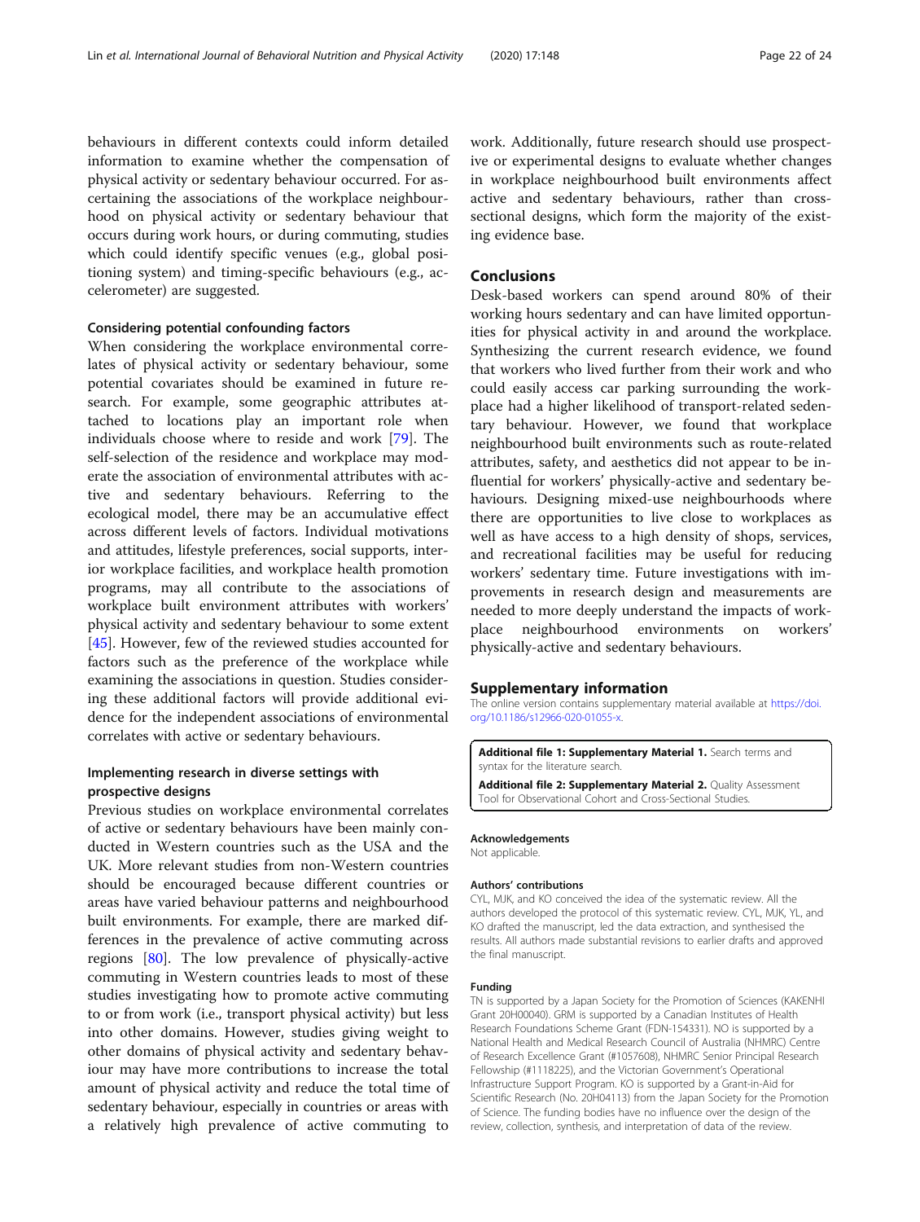behaviours in different contexts could inform detailed information to examine whether the compensation of physical activity or sedentary behaviour occurred. For ascertaining the associations of the workplace neighbourhood on physical activity or sedentary behaviour that occurs during work hours, or during commuting, studies which could identify specific venues (e.g., global positioning system) and timing-specific behaviours (e.g., accelerometer) are suggested.

#### Considering potential confounding factors

When considering the workplace environmental correlates of physical activity or sedentary behaviour, some potential covariates should be examined in future research. For example, some geographic attributes attached to locations play an important role when individuals choose where to reside and work [79]. The self-selection of the residence and workplace may moderate the association of environmental attributes with active and sedentary behaviours. Referring to the ecological model, there may be an accumulative effect across different levels of factors. Individual motivations and attitudes, lifestyle preferences, social supports, interior workplace facilities, and workplace health promotion programs, may all contribute to the associations of workplace built environment attributes with workers' physical activity and sedentary behaviour to some extent [45]. However, few of the reviewed studies accounted for factors such as the preference of the workplace while examining the associations in question. Studies considering these additional factors will provide additional evidence for the independent associations of environmental correlates with active or sedentary behaviours.

#### Implementing research in diverse settings with prospective designs

Previous studies on workplace environmental correlates of active or sedentary behaviours have been mainly conducted in Western countries such as the USA and the UK. More relevant studies from non-Western countries should be encouraged because different countries or areas have varied behaviour patterns and neighbourhood built environments. For example, there are marked differences in the prevalence of active commuting across regions [80]. The low prevalence of physically-active commuting in Western countries leads to most of these studies investigating how to promote active commuting to or from work (i.e., transport physical activity) but less into other domains. However, studies giving weight to other domains of physical activity and sedentary behaviour may have more contributions to increase the total amount of physical activity and reduce the total time of sedentary behaviour, especially in countries or areas with a relatively high prevalence of active commuting to work. Additionally, future research should use prospective or experimental designs to evaluate whether changes in workplace neighbourhood built environments affect active and sedentary behaviours, rather than cross-sectional designs, which form the majority of the existing evidence base.

## Conclusions

Desk-based workers can spend around 80% of their working hours sedentary and can have limited opportunities for physical activity in and around the workplace. Synthesizing the current research evidence, we found that workers who lived further from their work and who could easily access car parking surrounding the workplace had a higher likelihood of transport-related sedentary behaviour. However, we found that workplace neighbourhood built environments such as route-related attributes, safety, and aesthetics did not appear to be influential for workers' physically-active and sedentary behaviours. Designing mixed-use neighbourhoods where there are opportunities to live close to workplaces as well as have access to a high density of shops, services, and recreational facilities may be useful for reducing workers' sedentary time. Future investigations with improvements in research design and measurements are needed to more deeply understand the impacts of workplace neighbourhood environments on workers' physically-active and sedentary behaviours.

## Supplementary information

The online version contains supplementary material available at https://doi.org/10.1186/s12966-020-01055-x.

**Additional file 1: Supplementary Material 1.** Search terms and syntax for the literature search.

**Additional file 2: Supplementary Material 2.** Quality Assessment Tool for Observational Cohort and Cross-Sectional Studies.

#### Acknowledgements

Not applicable.

#### Authors' contributions

CYL, MJK, and KO conceived the idea of the systematic review. All the authors developed the protocol of this systematic review. CYL, MJK, YL, and KO drafted the manuscript, led the data extraction, and synthesised the results. All authors made substantial revisions to earlier drafts and approved the final manuscript.

#### Funding

TN is supported by a Japan Society for the Promotion of Sciences (KAKENHI Grant 20H00040). GRM is supported by a Canadian Institutes of Health Research Foundations Scheme Grant (FDN-154331). NO is supported by a National Health and Medical Research Council of Australia (NHMRC) Centre of Research Excellence Grant (#1057608), NHMRC Senior Principal Research Fellowship (#1118225), and the Victorian Government's Operational Infrastructure Support Program. KO is supported by a Grant-in-Aid for Scientific Research (No. 20H04113) from the Japan Society for the Promotion of Science. The funding bodies have no influence over the design of the review, collection, synthesis, and interpretation of data of the review.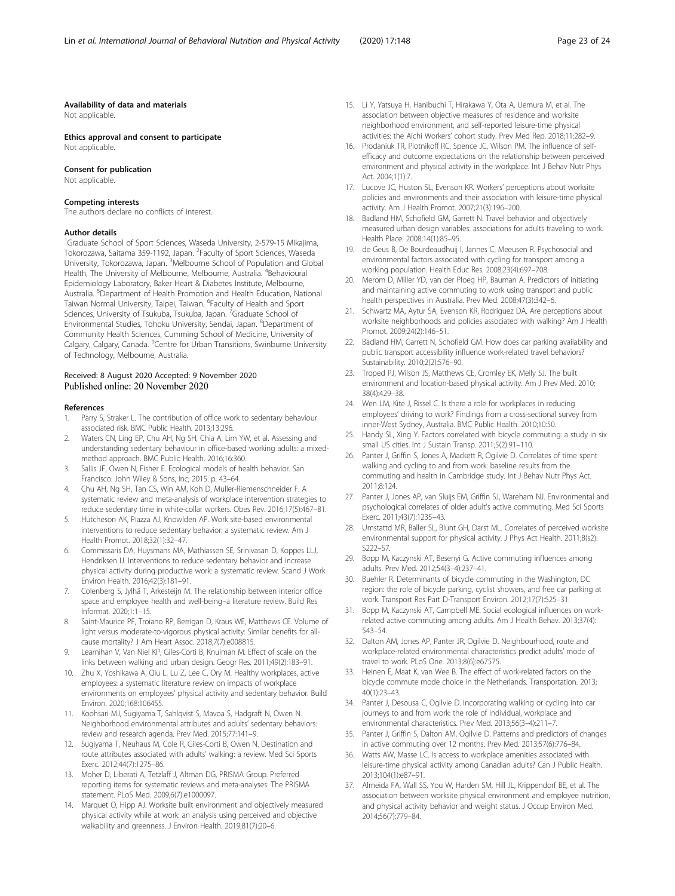#### Availability of data and materials

Not applicable.

#### Ethics approval and consent to participate

Not applicable.

#### Consent for publication

Not applicable.

#### Competing interests

The authors declare no conflicts of interest.

#### Author details

[1]Graduate School of Sport Sciences, Waseda University, 2-579-15 Mikajima, Tokorozawa, Saitama 359-1192, Japan. [2]Faculty of Sport Sciences, Waseda University, Tokorozawa, Japan. [3]Melbourne School of Population and Global Health, The University of Melbourne, Melbourne, Australia. [4]Behavioural Epidemiology Laboratory, Baker Heart & Diabetes Institute, Melbourne, Australia. [5]Department of Health Promotion and Health Education, National Taiwan Normal University, Taipei, Taiwan. [6]Faculty of Health and Sport Sciences, University of Tsukuba, Tsukuba, Japan. [7]Graduate School of Environmental Studies, Tohoku University, Sendai, Japan. [8]Department of Community Health Sciences, Cumming School of Medicine, University of Calgary, Calgary, Canada. [9]Centre for Urban Transitions, Swinburne University of Technology, Melbourne, Australia.

Received: 8 August 2020 Accepted: 9 November 2020
Published online: 20 November 2020

#### References

1. Parry S, Straker L. The contribution of office work to sedentary behaviour associated risk. BMC Public Health. 2013;13:296.
2. Waters CN, Ling EP, Chu AH, Ng SH, Chia A, Lim YW, et al. Assessing and understanding sedentary behaviour in office-based working adults: a mixed-method approach. BMC Public Health. 2016;16:360.
3. Sallis JF, Owen N, Fisher E. Ecological models of health behavior. San Francisco: John Wiley & Sons, Inc; 2015. p. 43–64.
4. Chu AH, Ng SH, Tan CS, Win AM, Koh D, Muller-Riemenschneider F. A systematic review and meta-analysis of workplace intervention strategies to reduce sedentary time in white-collar workers. Obes Rev. 2016;17(5):467–81.
5. Hutcheson AK, Piazza AJ, Knowlden AP. Work site-based environmental interventions to reduce sedentary behavior: a systematic review. Am J Health Promot. 2018;32(1):32–47.
6. Commissaris DA, Huysmans MA, Mathiassen SE, Srinivasan D, Koppes LLJ, Hendriksen IJ. Interventions to reduce sedentary behavior and increase physical activity during productive work: a systematic review. Scand J Work Environ Health. 2016;42(3):181–91.
7. Colenberg S, Jylhä T, Arkesteijn M. The relationship between interior office space and employee health and well-being–a literature review. Build Res Informat. 2020;1:1–15.
8. Saint-Maurice PF, Troiano RP, Berrigan D, Kraus WE, Matthews CE. Volume of light versus moderate-to-vigorous physical activity: Similar benefits for all-cause mortality? J Am Heart Assoc. 2018;7(7):e008815.
9. Learnihan V, Van Niel KP, Giles-Corti B, Knuiman M. Effect of scale on the links between walking and urban design. Geogr Res. 2011;49(2):183–91.
10. Zhu X, Yoshikawa A, Qiu L, Lu Z, Lee C, Ory M. Healthy workplaces, active employees: a systematic literature review on impacts of workplace environments on employees' physical activity and sedentary behavior. Build Environ. 2020;168:106455.
11. Koohsari MJ, Sugiyama T, Sahlqvist S, Mavoa S, Hadgraft N, Owen N. Neighborhood environmental attributes and adults' sedentary behaviors: review and research agenda. Prev Med. 2015;77:141–9.
12. Sugiyama T, Neuhaus M, Cole R, Giles-Corti B, Owen N. Destination and route attributes associated with adults' walking: a review. Med Sci Sports Exerc. 2012;44(7):1275–86.
13. Moher D, Liberati A, Tetzlaff J, Altman DG, PRISMA Group. Preferred reporting items for systematic reviews and meta-analyses: The PRISMA statement. PLoS Med. 2009;6(7):e1000097.
14. Marquet O, Hipp AJ. Worksite built environment and objectively measured physical activity while at work: an analysis using perceived and objective walkability and greenness. J Environ Health. 2019;81(7):20–6.
15. Li Y, Yatsuya H, Hanibuchi T, Hirakawa Y, Ota A, Uemura M, et al. The association between objective measures of residence and worksite neighborhood environment, and self-reported leisure-time physical activities: the Aichi Workers' cohort study. Prev Med Rep. 2018;11:282–9.
16. Prodaniuk TR, Plotnikoff RC, Spence JC, Wilson PM. The influence of self-efficacy and outcome expectations on the relationship between perceived environment and physical activity in the workplace. Int J Behav Nutr Phys Act. 2004;1(1):7.
17. Lucove JC, Huston SL, Evenson KR. Workers' perceptions about worksite policies and environments and their association with leisure-time physical activity. Am J Health Promot. 2007;21(3):196–200.
18. Badland HM, Schofield GM, Garrett N. Travel behavior and objectively measured urban design variables: associations for adults traveling to work. Health Place. 2008;14(1):85–95.
19. de Geus B, De Bourdeaudhuij I, Jannes C, Meeusen R. Psychosocial and environmental factors associated with cycling for transport among a working population. Health Educ Res. 2008;23(4):697–708.
20. Merom D, Miller YD, van der Ploeg HP, Bauman A. Predictors of initiating and maintaining active commuting to work using transport and public health perspectives in Australia. Prev Med. 2008;47(3):342–6.
21. Schwartz MA, Aytur SA, Evenson KR, Rodriguez DA. Are perceptions about worksite neighborhoods and policies associated with walking? Am J Health Promot. 2009;24(2):146–51.
22. Badland HM, Garrett N, Schofield GM. How does car parking availability and public transport accessibility influence work-related travel behaviors? Sustainability. 2010;2(2):576–90.
23. Troped PJ, Wilson JS, Matthews CE, Cromley EK, Melly SJ. The built environment and location-based physical activity. Am J Prev Med. 2010;38(4):429–38.
24. Wen LM, Kite J, Rissel C. Is there a role for workplaces in reducing employees' driving to work? Findings from a cross-sectional survey from inner-West Sydney, Australia. BMC Public Health. 2010;10:50.
25. Handy SL, Xing Y. Factors correlated with bicycle commuting: a study in six small US cities. Int J Sustain Transp. 2011;5(2):91–110.
26. Panter J, Griffin S, Jones A, Mackett R, Ogilvie D. Correlates of time spent walking and cycling to and from work: baseline results from the commuting and health in Cambridge study. Int J Behav Nutr Phys Act. 2011;8:124.
27. Panter J, Jones AP, van Sluijs EM, Griffin SJ, Wareham NJ. Environmental and psychological correlates of older adult's active commuting. Med Sci Sports Exerc. 2011;43(7):1235–43.
28. Umstattd MR, Baller SL, Blunt GH, Darst ML. Correlates of perceived worksite environmental support for physical activity. J Phys Act Health. 2011;8(s2):S222–S7.
29. Bopp M, Kaczynski AT, Besenyi G. Active commuting influences among adults. Prev Med. 2012;54(3–4):237–41.
30. Buehler R. Determinants of bicycle commuting in the Washington, DC region: the role of bicycle parking, cyclist showers, and free car parking at work. Transport Res Part D-Transport Environ. 2012;17(7):525–31.
31. Bopp M, Kaczynski AT, Campbell ME. Social ecological influences on work-related active commuting among adults. Am J Health Behav. 2013;37(4):543–54.
32. Dalton AM, Jones AP, Panter JR, Ogilvie D. Neighbourhood, route and workplace-related environmental characteristics predict adults' mode of travel to work. PLoS One. 2013;8(6):e67575.
33. Heinen E, Maat K, van Wee B. The effect of work-related factors on the bicycle commute mode choice in the Netherlands. Transportation. 2013;40(1):23–43.
34. Panter J, Desousa C, Ogilvie D. Incorporating walking or cycling into car journeys to and from work: the role of individual, workplace and environmental characteristics. Prev Med. 2013;56(3–4):211–7.
35. Panter J, Griffin S, Dalton AM, Ogilvie D. Patterns and predictors of changes in active commuting over 12 months. Prev Med. 2013;57(6):776–84.
36. Watts AW, Masse LC. Is access to workplace amenities associated with leisure-time physical activity among Canadian adults? Can J Public Health. 2013;104(1):e87–91.
37. Almeida FA, Wall SS, You W, Harden SM, Hill JL, Krippendorf BE, et al. The association between worksite physical environment and employee nutrition, and physical activity behavior and weight status. J Occup Environ Med. 2014;56(7):779–84.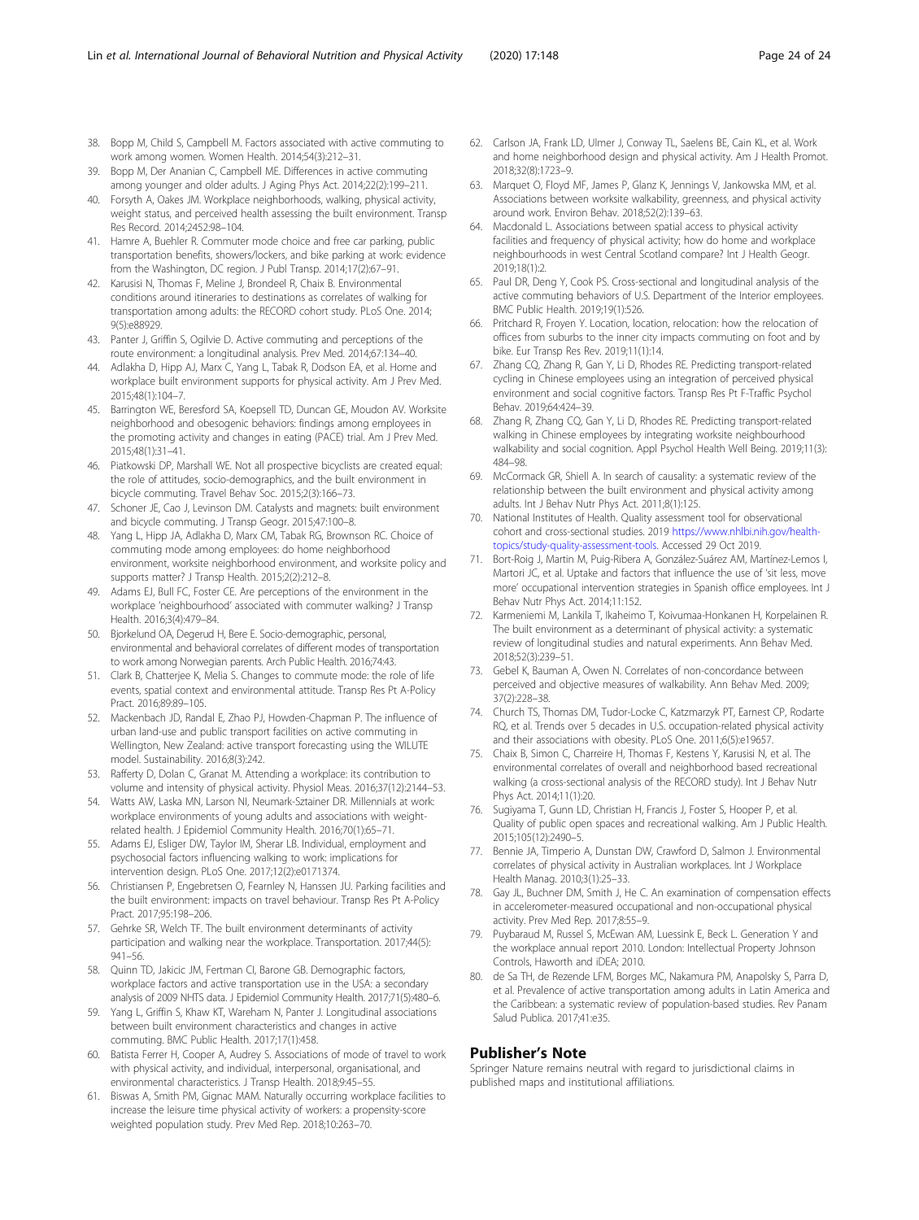38. Bopp M, Child S, Campbell M. Factors associated with active commuting to work among women. Women Health. 2014;54(3):212–31.
39. Bopp M, Der Ananian C, Campbell ME. Differences in active commuting among younger and older adults. J Aging Phys Act. 2014;22(2):199–211.
40. Forsyth A, Oakes JM. Workplace neighborhoods, walking, physical activity, weight status, and perceived health assessing the built environment. Transp Res Record. 2014;2452:98–104.
41. Hamre A, Buehler R. Commuter mode choice and free car parking, public transportation benefits, showers/lockers, and bike parking at work: evidence from the Washington, DC region. J Publ Transp. 2014;17(2):67–91.
42. Karusisi N, Thomas F, Meline J, Brondeel R, Chaix B. Environmental conditions around itineraries to destinations as correlates of walking for transportation among adults: the RECORD cohort study. PLoS One. 2014; 9(5):e88929.
43. Panter J, Griffin S, Ogilvie D. Active commuting and perceptions of the route environment: a longitudinal analysis. Prev Med. 2014;67:134–40.
44. Adlakha D, Hipp AJ, Marx C, Yang L, Tabak R, Dodson EA, et al. Home and workplace built environment supports for physical activity. Am J Prev Med. 2015;48(1):104–7.
45. Barrington WE, Beresford SA, Koepsell TD, Duncan GE, Moudon AV. Worksite neighborhood and obesogenic behaviors: findings among employees in the promoting activity and changes in eating (PACE) trial. Am J Prev Med. 2015;48(1):31–41.
46. Piatkowski DP, Marshall WE. Not all prospective bicyclists are created equal: the role of attitudes, socio-demographics, and the built environment in bicycle commuting. Travel Behav Soc. 2015;2(3):166–73.
47. Schoner JE, Cao J, Levinson DM. Catalysts and magnets: built environment and bicycle commuting. J Transp Geogr. 2015;47:100–8.
48. Yang L, Hipp JA, Adlakha D, Marx CM, Tabak RG, Brownson RC. Choice of commuting mode among employees: do home neighborhood environment, worksite neighborhood environment, and worksite policy and supports matter? J Transp Health. 2015;2(2):212–8.
49. Adams EJ, Bull FC, Foster CE. Are perceptions of the environment in the workplace 'neighbourhood' associated with commuter walking? J Transp Health. 2016;3(4):479–84.
50. Bjorkelund OA, Degerud H, Bere E. Socio-demographic, personal, environmental and behavioral correlates of different modes of transportation to work among Norwegian parents. Arch Public Health. 2016;74:43.
51. Clark B, Chatterjee K, Melia S. Changes to commute mode: the role of life events, spatial context and environmental attitude. Transp Res Pt A-Policy Pract. 2016;89:89–105.
52. Mackenbach JD, Randal E, Zhao PJ, Howden-Chapman P. The influence of urban land-use and public transport facilities on active commuting in Wellington, New Zealand: active transport forecasting using the WILUTE model. Sustainability. 2016;8(3):242.
53. Rafferty D, Dolan C, Granat M. Attending a workplace: its contribution to volume and intensity of physical activity. Physiol Meas. 2016;37(12):2144–53.
54. Watts AW, Laska MN, Larson NI, Neumark-Sztainer DR. Millennials at work: workplace environments of young adults and associations with weight-related health. J Epidemiol Community Health. 2016;70(1):65–71.
55. Adams EJ, Esliger DW, Taylor IM, Sherar LB. Individual, employment and psychosocial factors influencing walking to work: implications for intervention design. PLoS One. 2017;12(2):e0171374.
56. Christiansen P, Engebretsen O, Fearnley N, Hanssen JU. Parking facilities and the built environment: impacts on travel behaviour. Transp Res Pt A-Policy Pract. 2017;95:198–206.
57. Gehrke SR, Welch TF. The built environment determinants of activity participation and walking near the workplace. Transportation. 2017;44(5): 941–56.
58. Quinn TD, Jakicic JM, Fertman CI, Barone GB. Demographic factors, workplace factors and active transportation use in the USA: a secondary analysis of 2009 NHTS data. J Epidemiol Community Health. 2017;71(5):480–6.
59. Yang L, Griffin S, Khaw KT, Wareham N, Panter J. Longitudinal associations between built environment characteristics and changes in active commuting. BMC Public Health. 2017;17(1):458.
60. Batista Ferrer H, Cooper A, Audrey S. Associations of mode of travel to work with physical activity, and individual, interpersonal, organisational, and environmental characteristics. J Transp Health. 2018;9:45–55.
61. Biswas A, Smith PM, Gignac MAM. Naturally occurring workplace facilities to increase the leisure time physical activity of workers: a propensity-score weighted population study. Prev Med Rep. 2018;10:263–70.
62. Carlson JA, Frank LD, Ulmer J, Conway TL, Saelens BE, Cain KL, et al. Work and home neighborhood design and physical activity. Am J Health Promot. 2018;32(8):1723–9.
63. Marquet O, Floyd MF, James P, Glanz K, Jennings V, Jankowska MM, et al. Associations between worksite walkability, greenness, and physical activity around work. Environ Behav. 2018;52(2):139–63.
64. Macdonald L. Associations between spatial access to physical activity facilities and frequency of physical activity; how do home and workplace neighbourhoods in west Central Scotland compare? Int J Health Geogr. 2019;18(1):2.
65. Paul DR, Deng Y, Cook PS. Cross-sectional and longitudinal analysis of the active commuting behaviors of U.S. Department of the Interior employees. BMC Public Health. 2019;19(1):526.
66. Pritchard R, Froyen Y. Location, location, relocation: how the relocation of offices from suburbs to the inner city impacts commuting on foot and by bike. Eur Transp Res Rev. 2019;11(1):14.
67. Zhang CQ, Zhang R, Gan Y, Li D, Rhodes RE. Predicting transport-related cycling in Chinese employees using an integration of perceived physical environment and social cognitive factors. Transp Res Pt F-Traffic Psychol Behav. 2019;64:424–39.
68. Zhang R, Zhang CQ, Gan Y, Li D, Rhodes RE. Predicting transport-related walking in Chinese employees by integrating worksite neighbourhood walkability and social cognition. Appl Psychol Health Well Being. 2019;11(3): 484–98.
69. McCormack GR, Shiell A. In search of causality: a systematic review of the relationship between the built environment and physical activity among adults. Int J Behav Nutr Phys Act. 2011;8(1):125.
70. National Institutes of Health. Quality assessment tool for observational cohort and cross-sectional studies. 2019 https://www.nhlbi.nih.gov/health-topics/study-quality-assessment-tools. Accessed 29 Oct 2019.
71. Bort-Roig J, Martin M, Puig-Ribera A, González-Suárez AM, Martínez-Lemos I, Martori JC, et al. Uptake and factors that influence the use of 'sit less, move more' occupational intervention strategies in Spanish office employees. Int J Behav Nutr Phys Act. 2014;11:152.
72. Karmeniemi M, Lankila T, Ikaheimo T, Koivumaa-Honkanen H, Korpelainen R. The built environment as a determinant of physical activity: a systematic review of longitudinal studies and natural experiments. Ann Behav Med. 2018;52(3):239–51.
73. Gebel K, Bauman A, Owen N. Correlates of non-concordance between perceived and objective measures of walkability. Ann Behav Med. 2009; 37(2):228–38.
74. Church TS, Thomas DM, Tudor-Locke C, Katzmarzyk PT, Earnest CP, Rodarte RQ, et al. Trends over 5 decades in U.S. occupation-related physical activity and their associations with obesity. PLoS One. 2011;6(5):e19657.
75. Chaix B, Simon C, Charreire H, Thomas F, Kestens Y, Karusisi N, et al. The environmental correlates of overall and neighborhood based recreational walking (a cross-sectional analysis of the RECORD study). Int J Behav Nutr Phys Act. 2014;11(1):20.
76. Sugiyama T, Gunn LD, Christian H, Francis J, Foster S, Hooper P, et al. Quality of public open spaces and recreational walking. Am J Public Health. 2015;105(12):2490–5.
77. Bennie JA, Timperio A, Dunstan DW, Crawford D, Salmon J. Environmental correlates of physical activity in Australian workplaces. Int J Workplace Health Manag. 2010;3(1):25–33.
78. Gay JL, Buchner DM, Smith J, He C. An examination of compensation effects in accelerometer-measured occupational and non-occupational physical activity. Prev Med Rep. 2017;8:55–9.
79. Puybaraud M, Russel S, McEwan AM, Luessink E, Beck L. Generation Y and the workplace annual report 2010. London: Intellectual Property Johnson Controls, Haworth and iDEA; 2010.
80. de Sa TH, de Rezende LFM, Borges MC, Nakamura PM, Anapolsky S, Parra D, et al. Prevalence of active transportation among adults in Latin America and the Caribbean: a systematic review of population-based studies. Rev Panam Salud Publica. 2017;41:e35.

## Publisher's Note

Springer Nature remains neutral with regard to jurisdictional claims in published maps and institutional affiliations.